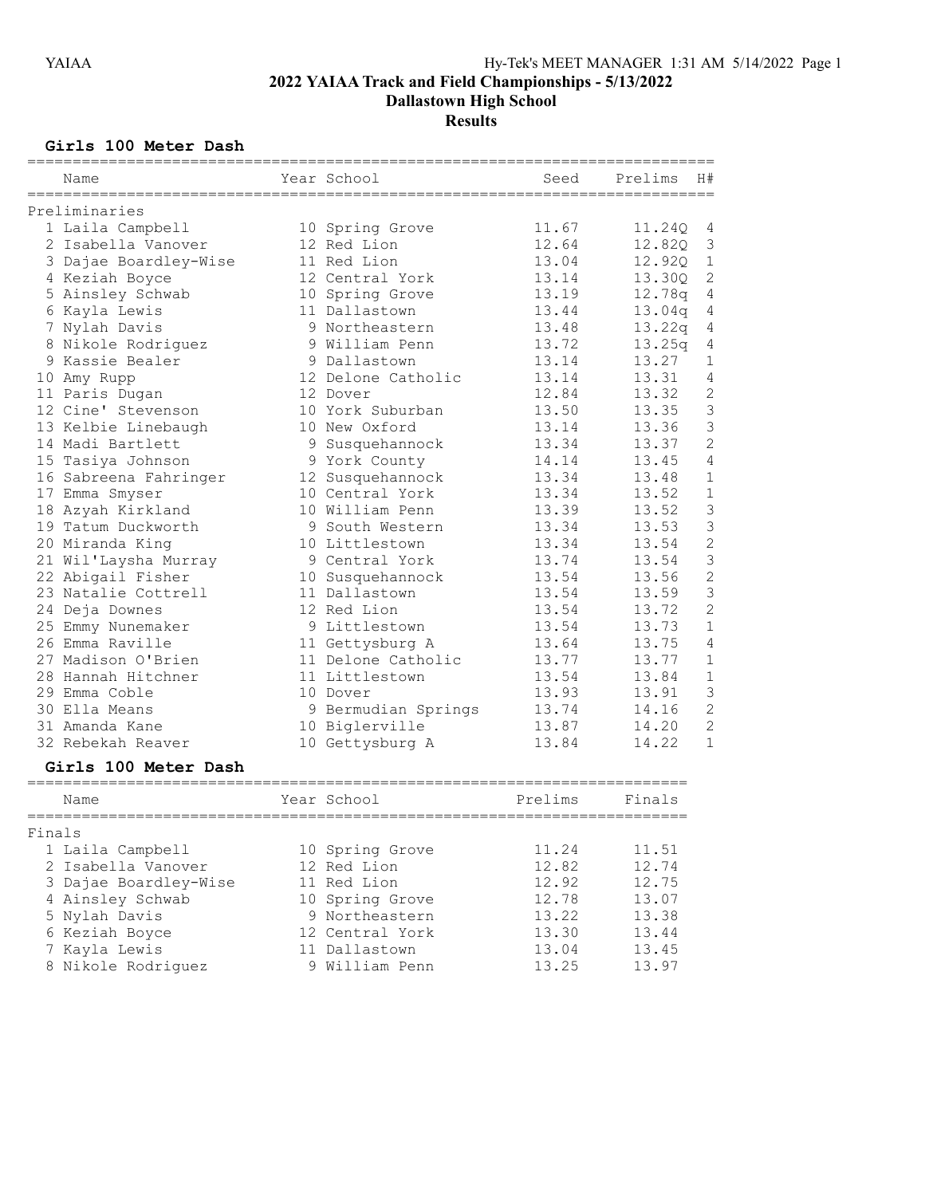# 2022 YAIAA Track and Field Championships - 5/13/2022

## Dallastown High School

## Results

### Girls 100 Meter Dash

Preliminaries

| | Name | Year | School | Seed | Prelims | H# |
|---|---|---|---|---|---|---|
| 1 | Laila Campbell | 10 | Spring Grove | 11.67 | 11.24Q | 4 |
| 2 | Isabella Vanover | 12 | Red Lion | 12.64 | 12.82Q | 3 |
| 3 | Dajae Boardley-Wise | 11 | Red Lion | 13.04 | 12.92Q | 1 |
| 4 | Keziah Boyce | 12 | Central York | 13.14 | 13.30Q | 2 |
| 5 | Ainsley Schwab | 10 | Spring Grove | 13.19 | 12.78q | 4 |
| 6 | Kayla Lewis | 11 | Dallastown | 13.44 | 13.04q | 4 |
| 7 | Nylah Davis | 9 | Northeastern | 13.48 | 13.22q | 4 |
| 8 | Nikole Rodriguez | 9 | William Penn | 13.72 | 13.25q | 4 |
| 9 | Kassie Bealer | 9 | Dallastown | 13.14 | 13.27 | 1 |
| 10 | Amy Rupp | 12 | Delone Catholic | 13.14 | 13.31 | 4 |
| 11 | Paris Dugan | 12 | Dover | 12.84 | 13.32 | 2 |
| 12 | Cine' Stevenson | 10 | York Suburban | 13.50 | 13.35 | 3 |
| 13 | Kelbie Linebaugh | 10 | New Oxford | 13.14 | 13.36 | 3 |
| 14 | Madi Bartlett | 9 | Susquehannock | 13.34 | 13.37 | 2 |
| 15 | Tasiya Johnson | 9 | York County | 14.14 | 13.45 | 4 |
| 16 | Sabreena Fahringer | 12 | Susquehannock | 13.34 | 13.48 | 1 |
| 17 | Emma Smyser | 10 | Central York | 13.34 | 13.52 | 1 |
| 18 | Azyah Kirkland | 10 | William Penn | 13.39 | 13.52 | 3 |
| 19 | Tatum Duckworth | 9 | South Western | 13.34 | 13.53 | 3 |
| 20 | Miranda King | 10 | Littlestown | 13.34 | 13.54 | 2 |
| 21 | Wil'Laysha Murray | 9 | Central York | 13.74 | 13.54 | 3 |
| 22 | Abigail Fisher | 10 | Susquehannock | 13.54 | 13.56 | 2 |
| 23 | Natalie Cottrell | 11 | Dallastown | 13.54 | 13.59 | 3 |
| 24 | Deja Downes | 12 | Red Lion | 13.54 | 13.72 | 2 |
| 25 | Emmy Nunemaker | 9 | Littlestown | 13.54 | 13.73 | 1 |
| 26 | Emma Raville | 11 | Gettysburg A | 13.64 | 13.75 | 4 |
| 27 | Madison O'Brien | 11 | Delone Catholic | 13.77 | 13.77 | 1 |
| 28 | Hannah Hitchner | 11 | Littlestown | 13.54 | 13.84 | 1 |
| 29 | Emma Coble | 10 | Dover | 13.93 | 13.91 | 3 |
| 30 | Ella Means | 9 | Bermudian Springs | 13.74 | 14.16 | 2 |
| 31 | Amanda Kane | 10 | Biglerville | 13.87 | 14.20 | 2 |
| 32 | Rebekah Reaver | 10 | Gettysburg A | 13.84 | 14.22 | 1 |

### Girls 100 Meter Dash

Finals

| | Name | Year | School | Prelims | Finals |
|---|---|---|---|---|---|
| 1 | Laila Campbell | 10 | Spring Grove | 11.24 | 11.51 |
| 2 | Isabella Vanover | 12 | Red Lion | 12.82 | 12.74 |
| 3 | Dajae Boardley-Wise | 11 | Red Lion | 12.92 | 12.75 |
| 4 | Ainsley Schwab | 10 | Spring Grove | 12.78 | 13.07 |
| 5 | Nylah Davis | 9 | Northeastern | 13.22 | 13.38 |
| 6 | Keziah Boyce | 12 | Central York | 13.30 | 13.44 |
| 7 | Kayla Lewis | 11 | Dallastown | 13.04 | 13.45 |
| 8 | Nikole Rodriguez | 9 | William Penn | 13.25 | 13.97 |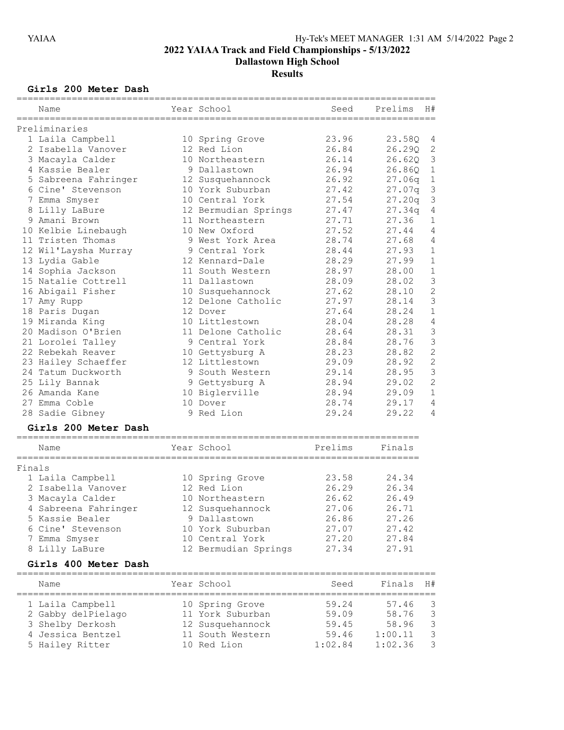# 2022 YAIAA Track and Field Championships - 5/13/2022

## Dallastown High School

## Results

### Girls 200 Meter Dash

Preliminaries

| | Name | Year | School | Seed | Prelims | H# |
|---|---|---|---|---|---|---|
| 1 | Laila Campbell | 10 | Spring Grove | 23.96 | 23.58Q | 4 |
| 2 | Isabella Vanover | 12 | Red Lion | 26.84 | 26.29Q | 2 |
| 3 | Macayla Calder | 10 | Northeastern | 26.14 | 26.62Q | 3 |
| 4 | Kassie Bealer | 9 | Dallastown | 26.94 | 26.86Q | 1 |
| 5 | Sabreena Fahringer | 12 | Susquehannock | 26.92 | 27.06q | 1 |
| 6 | Cine' Stevenson | 10 | York Suburban | 27.42 | 27.07q | 3 |
| 7 | Emma Smyser | 10 | Central York | 27.54 | 27.20q | 3 |
| 8 | Lilly LaBure | 12 | Bermudian Springs | 27.47 | 27.34q | 4 |
| 9 | Amani Brown | 11 | Northeastern | 27.71 | 27.36 | 1 |
| 10 | Kelbie Linebaugh | 10 | New Oxford | 27.52 | 27.44 | 4 |
| 11 | Tristen Thomas | 9 | West York Area | 28.74 | 27.68 | 4 |
| 12 | Wil'Laysha Murray | 9 | Central York | 28.44 | 27.93 | 1 |
| 13 | Lydia Gable | 12 | Kennard-Dale | 28.29 | 27.99 | 1 |
| 14 | Sophia Jackson | 11 | South Western | 28.97 | 28.00 | 1 |
| 15 | Natalie Cottrell | 11 | Dallastown | 28.09 | 28.02 | 3 |
| 16 | Abigail Fisher | 10 | Susquehannock | 27.62 | 28.10 | 2 |
| 17 | Amy Rupp | 12 | Delone Catholic | 27.97 | 28.14 | 3 |
| 18 | Paris Dugan | 12 | Dover | 27.64 | 28.24 | 1 |
| 19 | Miranda King | 10 | Littlestown | 28.04 | 28.28 | 4 |
| 20 | Madison O'Brien | 11 | Delone Catholic | 28.64 | 28.31 | 3 |
| 21 | Lorolei Talley | 9 | Central York | 28.84 | 28.76 | 3 |
| 22 | Rebekah Reaver | 10 | Gettysburg A | 28.23 | 28.82 | 2 |
| 23 | Hailey Schaeffer | 12 | Littlestown | 29.09 | 28.92 | 2 |
| 24 | Tatum Duckworth | 9 | South Western | 29.14 | 28.95 | 3 |
| 25 | Lily Bannak | 9 | Gettysburg A | 28.94 | 29.02 | 2 |
| 26 | Amanda Kane | 10 | Biglerville | 28.94 | 29.09 | 1 |
| 27 | Emma Coble | 10 | Dover | 28.74 | 29.17 | 4 |
| 28 | Sadie Gibney | 9 | Red Lion | 29.24 | 29.22 | 4 |

### Girls 200 Meter Dash

Finals

| | Name | Year | School | Prelims | Finals |
|---|---|---|---|---|---|
| 1 | Laila Campbell | 10 | Spring Grove | 23.58 | 24.34 |
| 2 | Isabella Vanover | 12 | Red Lion | 26.29 | 26.34 |
| 3 | Macayla Calder | 10 | Northeastern | 26.62 | 26.49 |
| 4 | Sabreena Fahringer | 12 | Susquehannock | 27.06 | 26.71 |
| 5 | Kassie Bealer | 9 | Dallastown | 26.86 | 27.26 |
| 6 | Cine' Stevenson | 10 | York Suburban | 27.07 | 27.42 |
| 7 | Emma Smyser | 10 | Central York | 27.20 | 27.84 |
| 8 | Lilly LaBure | 12 | Bermudian Springs | 27.34 | 27.91 |

### Girls 400 Meter Dash

| | Name | Year | School | Seed | Finals | H# |
|---|---|---|---|---|---|---|
| 1 | Laila Campbell | 10 | Spring Grove | 59.24 | 57.46 | 3 |
| 2 | Gabby delPielago | 11 | York Suburban | 59.09 | 58.76 | 3 |
| 3 | Shelby Derkosh | 12 | Susquehannock | 59.45 | 58.96 | 3 |
| 4 | Jessica Bentzel | 11 | South Western | 59.46 | 1:00.11 | 3 |
| 5 | Hailey Ritter | 10 | Red Lion | 1:02.84 | 1:02.36 | 3 |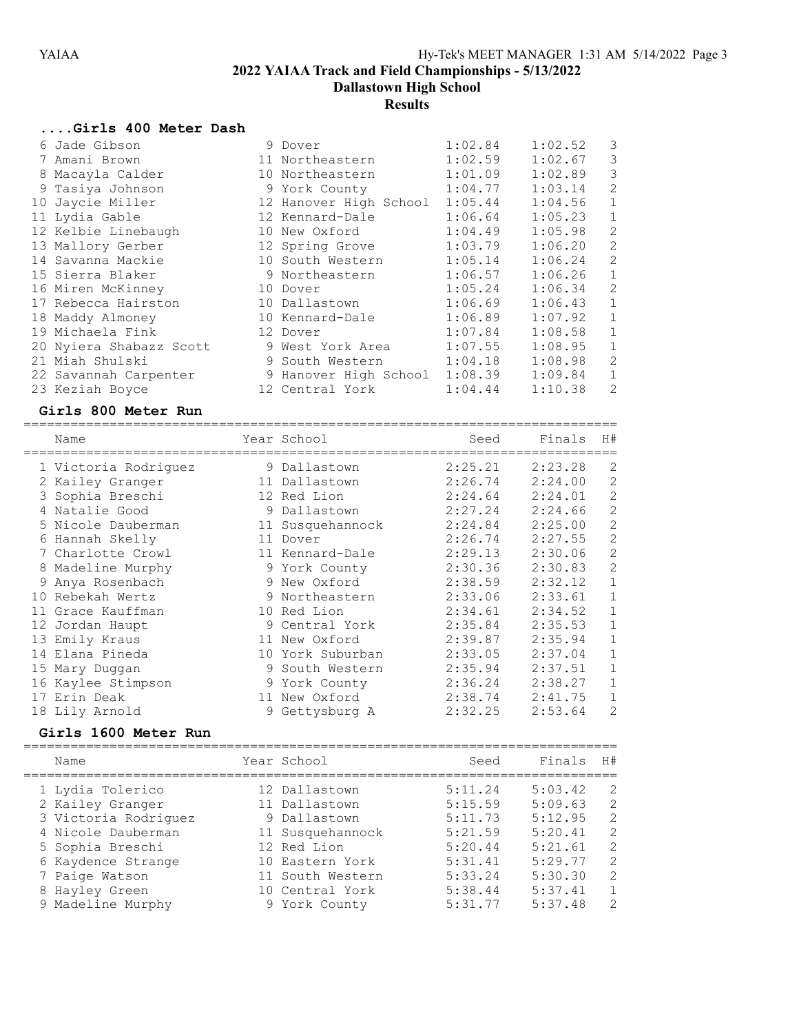## 2022 YAIAA Track and Field Championships - 5/13/2022

### Dallastown High School

### Results

#### ....Girls 400 Meter Dash

| | Name | Year | School | Seed | Finals | H# |
|---|---|---|---|---|---|---|
| 6 | Jade Gibson | 9 | Dover | 1:02.84 | 1:02.52 | 3 |
| 7 | Amani Brown | 11 | Northeastern | 1:02.59 | 1:02.67 | 3 |
| 8 | Macayla Calder | 10 | Northeastern | 1:01.09 | 1:02.89 | 3 |
| 9 | Tasiya Johnson | 9 | York County | 1:04.77 | 1:03.14 | 2 |
| 10 | Jaycie Miller | 12 | Hanover High School | 1:05.44 | 1:04.56 | 1 |
| 11 | Lydia Gable | 12 | Kennard-Dale | 1:06.64 | 1:05.23 | 1 |
| 12 | Kelbie Linebaugh | 10 | New Oxford | 1:04.49 | 1:05.98 | 2 |
| 13 | Mallory Gerber | 12 | Spring Grove | 1:03.79 | 1:06.20 | 2 |
| 14 | Savanna Mackie | 10 | South Western | 1:05.14 | 1:06.24 | 2 |
| 15 | Sierra Blaker | 9 | Northeastern | 1:06.57 | 1:06.26 | 1 |
| 16 | Miren McKinney | 10 | Dover | 1:05.24 | 1:06.34 | 2 |
| 17 | Rebecca Hairston | 10 | Dallastown | 1:06.69 | 1:06.43 | 1 |
| 18 | Maddy Almoney | 10 | Kennard-Dale | 1:06.89 | 1:07.92 | 1 |
| 19 | Michaela Fink | 12 | Dover | 1:07.84 | 1:08.58 | 1 |
| 20 | Nyiera Shabazz Scott | 9 | West York Area | 1:07.55 | 1:08.95 | 1 |
| 21 | Miah Shulski | 9 | South Western | 1:04.18 | 1:08.98 | 2 |
| 22 | Savannah Carpenter | 9 | Hanover High School | 1:08.39 | 1:09.84 | 1 |
| 23 | Keziah Boyce | 12 | Central York | 1:04.44 | 1:10.38 | 2 |

#### Girls 800 Meter Run

| | Name | Year | School | Seed | Finals | H# |
|---|---|---|---|---|---|---|
| 1 | Victoria Rodriguez | 9 | Dallastown | 2:25.21 | 2:23.28 | 2 |
| 2 | Kailey Granger | 11 | Dallastown | 2:26.74 | 2:24.00 | 2 |
| 3 | Sophia Breschi | 12 | Red Lion | 2:24.64 | 2:24.01 | 2 |
| 4 | Natalie Good | 9 | Dallastown | 2:27.24 | 2:24.66 | 2 |
| 5 | Nicole Dauberman | 11 | Susquehannock | 2:24.84 | 2:25.00 | 2 |
| 6 | Hannah Skelly | 11 | Dover | 2:26.74 | 2:27.55 | 2 |
| 7 | Charlotte Crowl | 11 | Kennard-Dale | 2:29.13 | 2:30.06 | 2 |
| 8 | Madeline Murphy | 9 | York County | 2:30.36 | 2:30.83 | 2 |
| 9 | Anya Rosenbach | 9 | New Oxford | 2:38.59 | 2:32.12 | 1 |
| 10 | Rebekah Wertz | 9 | Northeastern | 2:33.06 | 2:33.61 | 1 |
| 11 | Grace Kauffman | 10 | Red Lion | 2:34.61 | 2:34.52 | 1 |
| 12 | Jordan Haupt | 9 | Central York | 2:35.84 | 2:35.53 | 1 |
| 13 | Emily Kraus | 11 | New Oxford | 2:39.87 | 2:35.94 | 1 |
| 14 | Elana Pineda | 10 | York Suburban | 2:33.05 | 2:37.04 | 1 |
| 15 | Mary Duggan | 9 | South Western | 2:35.94 | 2:37.51 | 1 |
| 16 | Kaylee Stimpson | 9 | York County | 2:36.24 | 2:38.27 | 1 |
| 17 | Erin Deak | 11 | New Oxford | 2:38.74 | 2:41.75 | 1 |
| 18 | Lily Arnold | 9 | Gettysburg A | 2:32.25 | 2:53.64 | 2 |

#### Girls 1600 Meter Run

| | Name | Year | School | Seed | Finals | H# |
|---|---|---|---|---|---|---|
| 1 | Lydia Tolerico | 12 | Dallastown | 5:11.24 | 5:03.42 | 2 |
| 2 | Kailey Granger | 11 | Dallastown | 5:15.59 | 5:09.63 | 2 |
| 3 | Victoria Rodriguez | 9 | Dallastown | 5:11.73 | 5:12.95 | 2 |
| 4 | Nicole Dauberman | 11 | Susquehannock | 5:21.59 | 5:20.41 | 2 |
| 5 | Sophia Breschi | 12 | Red Lion | 5:20.44 | 5:21.61 | 2 |
| 6 | Kaydence Strange | 10 | Eastern York | 5:31.41 | 5:29.77 | 2 |
| 7 | Paige Watson | 11 | South Western | 5:33.24 | 5:30.30 | 2 |
| 8 | Hayley Green | 10 | Central York | 5:38.44 | 5:37.41 | 1 |
| 9 | Madeline Murphy | 9 | York County | 5:31.77 | 5:37.48 | 2 |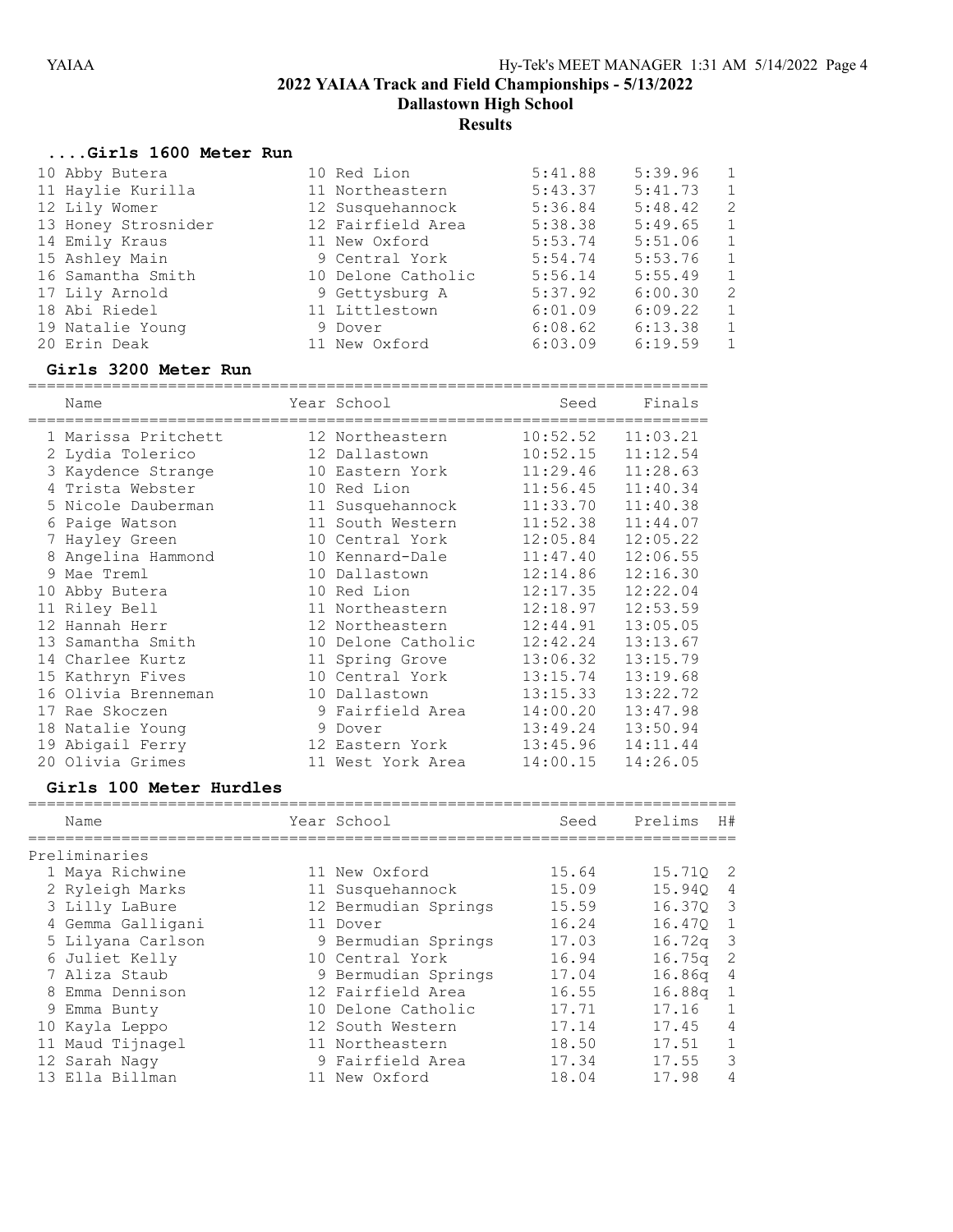# 2022 YAIAA Track and Field Championships - 5/13/2022

## Dallastown High School

### Results

#### ....Girls 1600 Meter Run

| Place | Name | Year | School | Seed | Finals | H# |
|---|---|---|---|---|---|---|
| 10 | Abby Butera | 10 | Red Lion | 5:41.88 | 5:39.96 | 1 |
| 11 | Haylie Kurilla | 11 | Northeastern | 5:43.37 | 5:41.73 | 1 |
| 12 | Lily Womer | 12 | Susquehannock | 5:36.84 | 5:48.42 | 2 |
| 13 | Honey Strosnider | 12 | Fairfield Area | 5:38.38 | 5:49.65 | 1 |
| 14 | Emily Kraus | 11 | New Oxford | 5:53.74 | 5:51.06 | 1 |
| 15 | Ashley Main | 9 | Central York | 5:54.74 | 5:53.76 | 1 |
| 16 | Samantha Smith | 10 | Delone Catholic | 5:56.14 | 5:55.49 | 1 |
| 17 | Lily Arnold | 9 | Gettysburg A | 5:37.92 | 6:00.30 | 2 |
| 18 | Abi Riedel | 11 | Littlestown | 6:01.09 | 6:09.22 | 1 |
| 19 | Natalie Young | 9 | Dover | 6:08.62 | 6:13.38 | 1 |
| 20 | Erin Deak | 11 | New Oxford | 6:03.09 | 6:19.59 | 1 |

#### Girls 3200 Meter Run

| Place | Name | Year | School | Seed | Finals |
|---|---|---|---|---|---|
| 1 | Marissa Pritchett | 12 | Northeastern | 10:52.52 | 11:03.21 |
| 2 | Lydia Tolerico | 12 | Dallastown | 10:52.15 | 11:12.54 |
| 3 | Kaydence Strange | 10 | Eastern York | 11:29.46 | 11:28.63 |
| 4 | Trista Webster | 10 | Red Lion | 11:56.45 | 11:40.34 |
| 5 | Nicole Dauberman | 11 | Susquehannock | 11:33.70 | 11:40.38 |
| 6 | Paige Watson | 11 | South Western | 11:52.38 | 11:44.07 |
| 7 | Hayley Green | 10 | Central York | 12:05.84 | 12:05.22 |
| 8 | Angelina Hammond | 10 | Kennard-Dale | 11:47.40 | 12:06.55 |
| 9 | Mae Treml | 10 | Dallastown | 12:14.86 | 12:16.30 |
| 10 | Abby Butera | 10 | Red Lion | 12:17.35 | 12:22.04 |
| 11 | Riley Bell | 11 | Northeastern | 12:18.97 | 12:53.59 |
| 12 | Hannah Herr | 12 | Northeastern | 12:44.91 | 13:05.05 |
| 13 | Samantha Smith | 10 | Delone Catholic | 12:42.24 | 13:13.67 |
| 14 | Charlee Kurtz | 11 | Spring Grove | 13:06.32 | 13:15.79 |
| 15 | Kathryn Fives | 10 | Central York | 13:15.74 | 13:19.68 |
| 16 | Olivia Brenneman | 10 | Dallastown | 13:15.33 | 13:22.72 |
| 17 | Rae Skoczen | 9 | Fairfield Area | 14:00.20 | 13:47.98 |
| 18 | Natalie Young | 9 | Dover | 13:49.24 | 13:50.94 |
| 19 | Abigail Ferry | 12 | Eastern York | 13:45.96 | 14:11.44 |
| 20 | Olivia Grimes | 11 | West York Area | 14:00.15 | 14:26.05 |

#### Girls 100 Meter Hurdles

Preliminaries

| Place | Name | Year | School | Seed | Prelims | H# |
|---|---|---|---|---|---|---|
| 1 | Maya Richwine | 11 | New Oxford | 15.64 | 15.71Q | 2 |
| 2 | Ryleigh Marks | 11 | Susquehannock | 15.09 | 15.94Q | 4 |
| 3 | Lilly LaBure | 12 | Bermudian Springs | 15.59 | 16.37Q | 3 |
| 4 | Gemma Galligani | 11 | Dover | 16.24 | 16.47Q | 1 |
| 5 | Lilyana Carlson | 9 | Bermudian Springs | 17.03 | 16.72q | 3 |
| 6 | Juliet Kelly | 10 | Central York | 16.94 | 16.75q | 2 |
| 7 | Aliza Staub | 9 | Bermudian Springs | 17.04 | 16.86q | 4 |
| 8 | Emma Dennison | 12 | Fairfield Area | 16.55 | 16.88q | 1 |
| 9 | Emma Bunty | 10 | Delone Catholic | 17.71 | 17.16 | 1 |
| 10 | Kayla Leppo | 12 | South Western | 17.14 | 17.45 | 4 |
| 11 | Maud Tijnagel | 11 | Northeastern | 18.50 | 17.51 | 1 |
| 12 | Sarah Nagy | 9 | Fairfield Area | 17.34 | 17.55 | 3 |
| 13 | Ella Billman | 11 | New Oxford | 18.04 | 17.98 | 4 |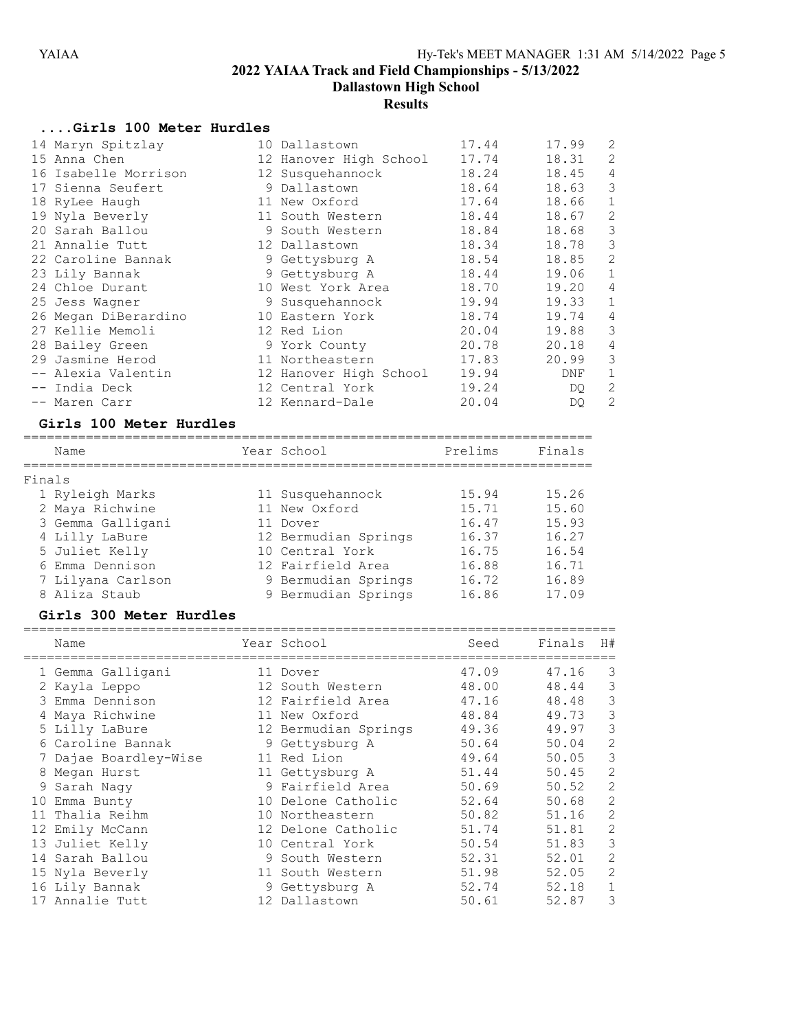## 2022 YAIAA Track and Field Championships - 5/13/2022

### Dallastown High School

### Results

#### ....Girls 100 Meter Hurdles

| Place | Name | Year | School | Prelims | Finals | H# |
|---|---|---|---|---|---|---|
| 14 | Maryn Spitzlay | 10 | Dallastown | 17.44 | 17.99 | 2 |
| 15 | Anna Chen | 12 | Hanover High School | 17.74 | 18.31 | 2 |
| 16 | Isabelle Morrison | 12 | Susquehannock | 18.24 | 18.45 | 4 |
| 17 | Sienna Seufert | 9 | Dallastown | 18.64 | 18.63 | 3 |
| 18 | RyLee Haugh | 11 | New Oxford | 17.64 | 18.66 | 1 |
| 19 | Nyla Beverly | 11 | South Western | 18.44 | 18.67 | 2 |
| 20 | Sarah Ballou | 9 | South Western | 18.84 | 18.68 | 3 |
| 21 | Annalie Tutt | 12 | Dallastown | 18.34 | 18.78 | 3 |
| 22 | Caroline Bannak | 9 | Gettysburg A | 18.54 | 18.85 | 2 |
| 23 | Lily Bannak | 9 | Gettysburg A | 18.44 | 19.06 | 1 |
| 24 | Chloe Durant | 10 | West York Area | 18.70 | 19.20 | 4 |
| 25 | Jess Wagner | 9 | Susquehannock | 19.94 | 19.33 | 1 |
| 26 | Megan DiBerardino | 10 | Eastern York | 18.74 | 19.74 | 4 |
| 27 | Kellie Memoli | 12 | Red Lion | 20.04 | 19.88 | 3 |
| 28 | Bailey Green | 9 | York County | 20.78 | 20.18 | 4 |
| 29 | Jasmine Herod | 11 | Northeastern | 17.83 | 20.99 | 3 |
| -- | Alexia Valentin | 12 | Hanover High School | 19.94 | DNF | 1 |
| -- | India Deck | 12 | Central York | 19.24 | DQ | 2 |
| -- | Maren Carr | 12 | Kennard-Dale | 20.04 | DQ | 2 |

#### Girls 100 Meter Hurdles

Finals

| Place | Name | Year | School | Prelims | Finals |
|---|---|---|---|---|---|
| 1 | Ryleigh Marks | 11 | Susquehannock | 15.94 | 15.26 |
| 2 | Maya Richwine | 11 | New Oxford | 15.71 | 15.60 |
| 3 | Gemma Galligani | 11 | Dover | 16.47 | 15.93 |
| 4 | Lilly LaBure | 12 | Bermudian Springs | 16.37 | 16.27 |
| 5 | Juliet Kelly | 10 | Central York | 16.75 | 16.54 |
| 6 | Emma Dennison | 12 | Fairfield Area | 16.88 | 16.71 |
| 7 | Lilyana Carlson | 9 | Bermudian Springs | 16.72 | 16.89 |
| 8 | Aliza Staub | 9 | Bermudian Springs | 16.86 | 17.09 |

#### Girls 300 Meter Hurdles

| Place | Name | Year | School | Seed | Finals | H# |
|---|---|---|---|---|---|---|
| 1 | Gemma Galligani | 11 | Dover | 47.09 | 47.16 | 3 |
| 2 | Kayla Leppo | 12 | South Western | 48.00 | 48.44 | 3 |
| 3 | Emma Dennison | 12 | Fairfield Area | 47.16 | 48.48 | 3 |
| 4 | Maya Richwine | 11 | New Oxford | 48.84 | 49.73 | 3 |
| 5 | Lilly LaBure | 12 | Bermudian Springs | 49.36 | 49.97 | 3 |
| 6 | Caroline Bannak | 9 | Gettysburg A | 50.64 | 50.04 | 2 |
| 7 | Dajae Boardley-Wise | 11 | Red Lion | 49.64 | 50.05 | 3 |
| 8 | Megan Hurst | 11 | Gettysburg A | 51.44 | 50.45 | 2 |
| 9 | Sarah Nagy | 9 | Fairfield Area | 50.69 | 50.52 | 2 |
| 10 | Emma Bunty | 10 | Delone Catholic | 52.64 | 50.68 | 2 |
| 11 | Thalia Reihm | 10 | Northeastern | 50.82 | 51.16 | 2 |
| 12 | Emily McCann | 12 | Delone Catholic | 51.74 | 51.81 | 2 |
| 13 | Juliet Kelly | 10 | Central York | 50.54 | 51.83 | 3 |
| 14 | Sarah Ballou | 9 | South Western | 52.31 | 52.01 | 2 |
| 15 | Nyla Beverly | 11 | South Western | 51.98 | 52.05 | 2 |
| 16 | Lily Bannak | 9 | Gettysburg A | 52.74 | 52.18 | 1 |
| 17 | Annalie Tutt | 12 | Dallastown | 50.61 | 52.87 | 3 |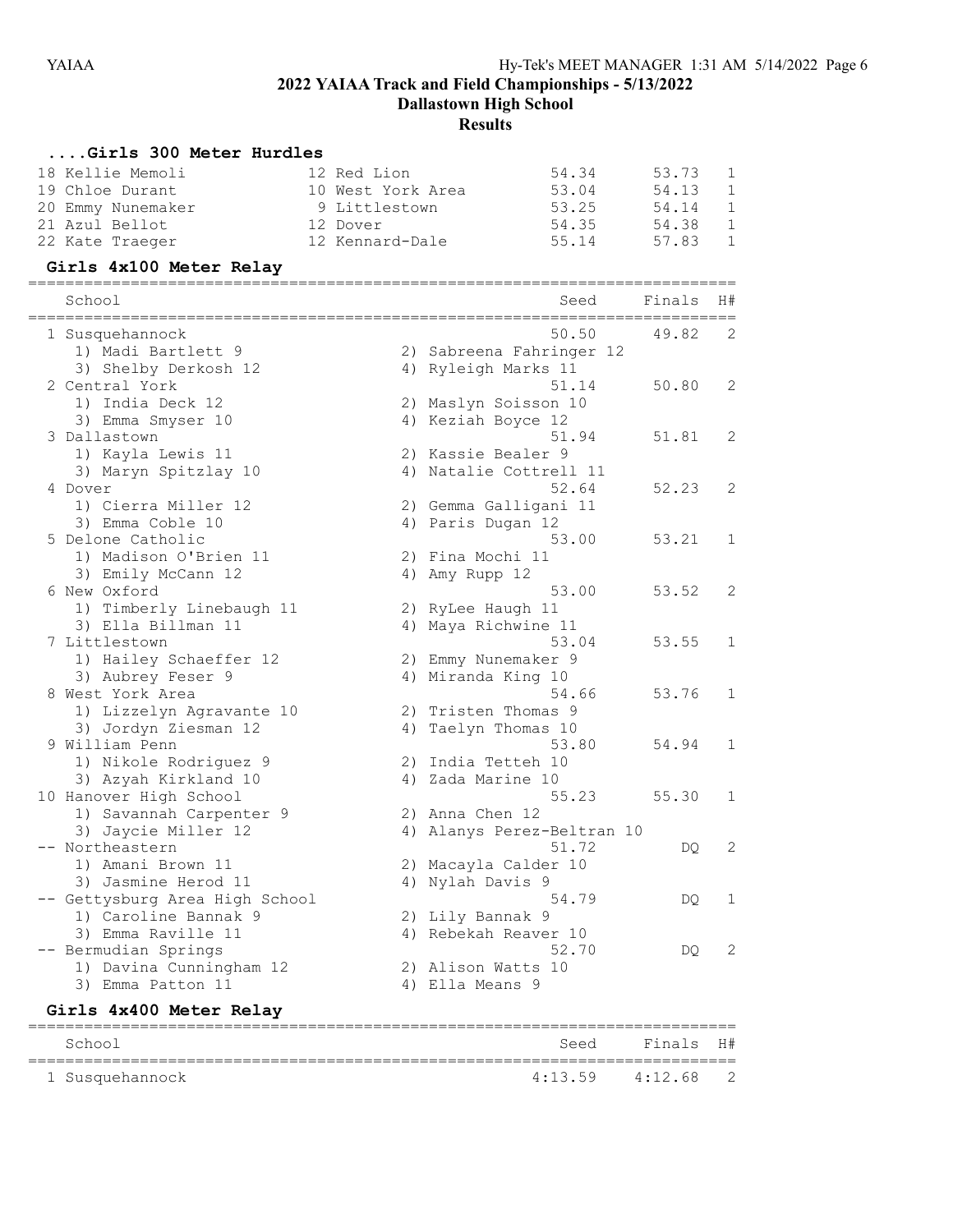## 2022 YAIAA Track and Field Championships - 5/13/2022

### Dallastown High School

### Results

#### ....Girls 300 Meter Hurdles

| Place | Name | Yr | School | Seed | Finals | H# |
|---|---|---|---|---|---|---|
| 18 | Kellie Memoli | 12 | Red Lion | 54.34 | 53.73 | 1 |
| 19 | Chloe Durant | 10 | West York Area | 53.04 | 54.13 | 1 |
| 20 | Emmy Nunemaker | 9 | Littlestown | 53.25 | 54.14 | 1 |
| 21 | Azul Bellot | 12 | Dover | 54.35 | 54.38 | 1 |
| 22 | Kate Traeger | 12 | Kennard-Dale | 55.14 | 57.83 | 1 |

#### Girls 4x100 Meter Relay

| Place | School | Seed | Finals | H# |
|---|---|---|---|---|
| 1 | Susquehannock | 50.50 | 49.82 | 2 |
| | 1) Madi Bartlett 9, 2) Sabreena Fahringer 12, 3) Shelby Derkosh 12, 4) Ryleigh Marks 11 | | | |
| 2 | Central York | 51.14 | 50.80 | 2 |
| | 1) India Deck 12, 2) Maslyn Soisson 10, 3) Emma Smyser 10, 4) Keziah Boyce 12 | | | |
| 3 | Dallastown | 51.94 | 51.81 | 2 |
| | 1) Kayla Lewis 11, 2) Kassie Bealer 9, 3) Maryn Spitzlay 10, 4) Natalie Cottrell 11 | | | |
| 4 | Dover | 52.64 | 52.23 | 2 |
| | 1) Cierra Miller 12, 2) Gemma Galligani 11, 3) Emma Coble 10, 4) Paris Dugan 12 | | | |
| 5 | Delone Catholic | 53.00 | 53.21 | 1 |
| | 1) Madison O'Brien 11, 2) Fina Mochi 11, 3) Emily McCann 12, 4) Amy Rupp 12 | | | |
| 6 | New Oxford | 53.00 | 53.52 | 2 |
| | 1) Timberly Linebaugh 11, 2) RyLee Haugh 11, 3) Ella Billman 11, 4) Maya Richwine 11 | | | |
| 7 | Littlestown | 53.04 | 53.55 | 1 |
| | 1) Hailey Schaeffer 12, 2) Emmy Nunemaker 9, 3) Aubrey Feser 9, 4) Miranda King 10 | | | |
| 8 | West York Area | 54.66 | 53.76 | 1 |
| | 1) Lizzelyn Agravante 10, 2) Tristen Thomas 9, 3) Jordyn Ziesman 12, 4) Taelyn Thomas 10 | | | |
| 9 | William Penn | 53.80 | 54.94 | 1 |
| | 1) Nikole Rodriguez 9, 2) India Tetteh 10, 3) Azyah Kirkland 10, 4) Zada Marine 10 | | | |
| 10 | Hanover High School | 55.23 | 55.30 | 1 |
| | 1) Savannah Carpenter 9, 2) Anna Chen 12, 3) Jaycie Miller 12, 4) Alanys Perez-Beltran 10 | | | |
| -- | Northeastern | 51.72 | DQ | 2 |
| | 1) Amani Brown 11, 2) Macayla Calder 10, 3) Jasmine Herod 11, 4) Nylah Davis 9 | | | |
| -- | Gettysburg Area High School | 54.79 | DQ | 1 |
| | 1) Caroline Bannak 9, 2) Lily Bannak 9, 3) Emma Raville 11, 4) Rebekah Reaver 10 | | | |
| -- | Bermudian Springs | 52.70 | DQ | 2 |
| | 1) Davina Cunningham 12, 2) Alison Watts 10, 3) Emma Patton 11, 4) Ella Means 9 | | | |

#### Girls 4x400 Meter Relay

| Place | School | Seed | Finals | H# |
|---|---|---|---|---|
| 1 | Susquehannock | 4:13.59 | 4:12.68 | 2 |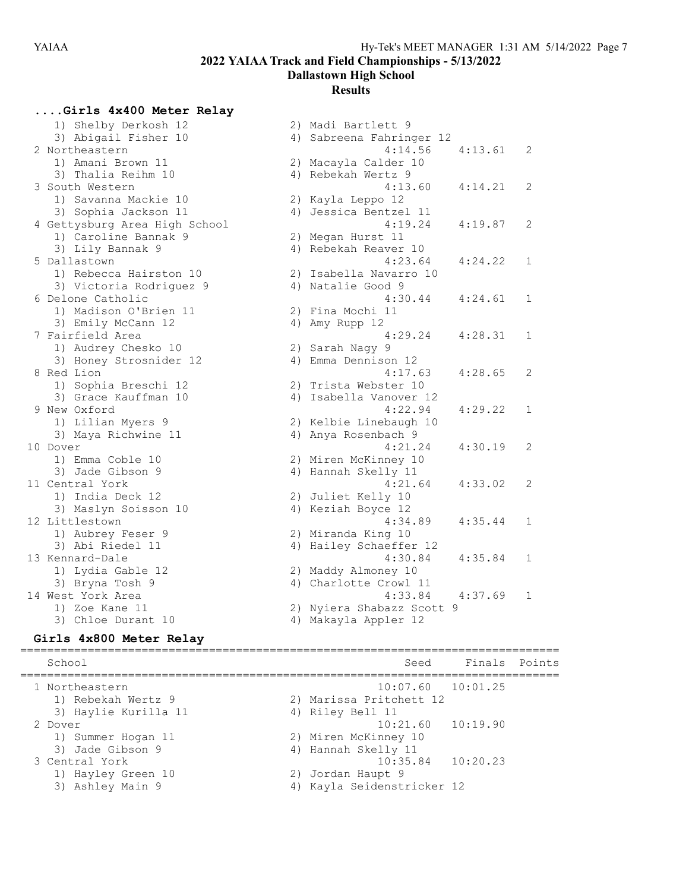# 2022 YAIAA Track and Field Championships - 5/13/2022

## Dallastown High School

## Results

### ....Girls 4x400 Meter Relay

| Place | School | Seed | Finals | H# |
|---|---|---|---|---|
| | 1) Shelby Derkosh 12 · 2) Madi Bartlett 9 · 3) Abigail Fisher 10 · 4) Sabreena Fahringer 12 | | | |
| 2 | Northeastern | 4:14.56 | 4:13.61 | 2 |
| | 1) Amani Brown 11 · 2) Macayla Calder 10 · 3) Thalia Reihm 10 · 4) Rebekah Wertz 9 | | | |
| 3 | South Western | 4:13.60 | 4:14.21 | 2 |
| | 1) Savanna Mackie 10 · 2) Kayla Leppo 12 · 3) Sophia Jackson 11 · 4) Jessica Bentzel 11 | | | |
| 4 | Gettysburg Area High School | 4:19.24 | 4:19.87 | 2 |
| | 1) Caroline Bannak 9 · 2) Megan Hurst 11 · 3) Lily Bannak 9 · 4) Rebekah Reaver 10 | | | |
| 5 | Dallastown | 4:23.64 | 4:24.22 | 1 |
| | 1) Rebecca Hairston 10 · 2) Isabella Navarro 10 · 3) Victoria Rodriguez 9 · 4) Natalie Good 9 | | | |
| 6 | Delone Catholic | 4:30.44 | 4:24.61 | 1 |
| | 1) Madison O'Brien 11 · 2) Fina Mochi 11 · 3) Emily McCann 12 · 4) Amy Rupp 12 | | | |
| 7 | Fairfield Area | 4:29.24 | 4:28.31 | 1 |
| | 1) Audrey Chesko 10 · 2) Sarah Nagy 9 · 3) Honey Strosnider 12 · 4) Emma Dennison 12 | | | |
| 8 | Red Lion | 4:17.63 | 4:28.65 | 2 |
| | 1) Sophia Breschi 12 · 2) Trista Webster 10 · 3) Grace Kauffman 10 · 4) Isabella Vanover 12 | | | |
| 9 | New Oxford | 4:22.94 | 4:29.22 | 1 |
| | 1) Lilian Myers 9 · 2) Kelbie Linebaugh 10 · 3) Maya Richwine 11 · 4) Anya Rosenbach 9 | | | |
| 10 | Dover | 4:21.24 | 4:30.19 | 2 |
| | 1) Emma Coble 10 · 2) Miren McKinney 10 · 3) Jade Gibson 9 · 4) Hannah Skelly 11 | | | |
| 11 | Central York | 4:21.64 | 4:33.02 | 2 |
| | 1) India Deck 12 · 2) Juliet Kelly 10 · 3) Maslyn Soisson 10 · 4) Keziah Boyce 12 | | | |
| 12 | Littlestown | 4:34.89 | 4:35.44 | 1 |
| | 1) Aubrey Feser 9 · 2) Miranda King 10 · 3) Abi Riedel 11 · 4) Hailey Schaeffer 12 | | | |
| 13 | Kennard-Dale | 4:30.84 | 4:35.84 | 1 |
| | 1) Lydia Gable 12 · 2) Maddy Almoney 10 · 3) Bryna Tosh 9 · 4) Charlotte Crowl 11 | | | |
| 14 | West York Area | 4:33.84 | 4:37.69 | 1 |
| | 1) Zoe Kane 11 · 2) Nyiera Shabazz Scott 9 · 3) Chloe Durant 10 · 4) Makayla Appler 12 | | | |

### Girls 4x800 Meter Relay

| Place | School | Seed | Finals | Points |
|---|---|---|---|---|
| 1 | Northeastern | 10:07.60 | 10:01.25 | |
| | 1) Rebekah Wertz 9 · 2) Marissa Pritchett 12 · 3) Haylie Kurilla 11 · 4) Riley Bell 11 | | | |
| 2 | Dover | 10:21.60 | 10:19.90 | |
| | 1) Summer Hogan 11 · 2) Miren McKinney 10 · 3) Jade Gibson 9 · 4) Hannah Skelly 11 | | | |
| 3 | Central York | 10:35.84 | 10:20.23 | |
| | 1) Hayley Green 10 · 2) Jordan Haupt 9 · 3) Ashley Main 9 · 4) Kayla Seidenstricker 12 | | | |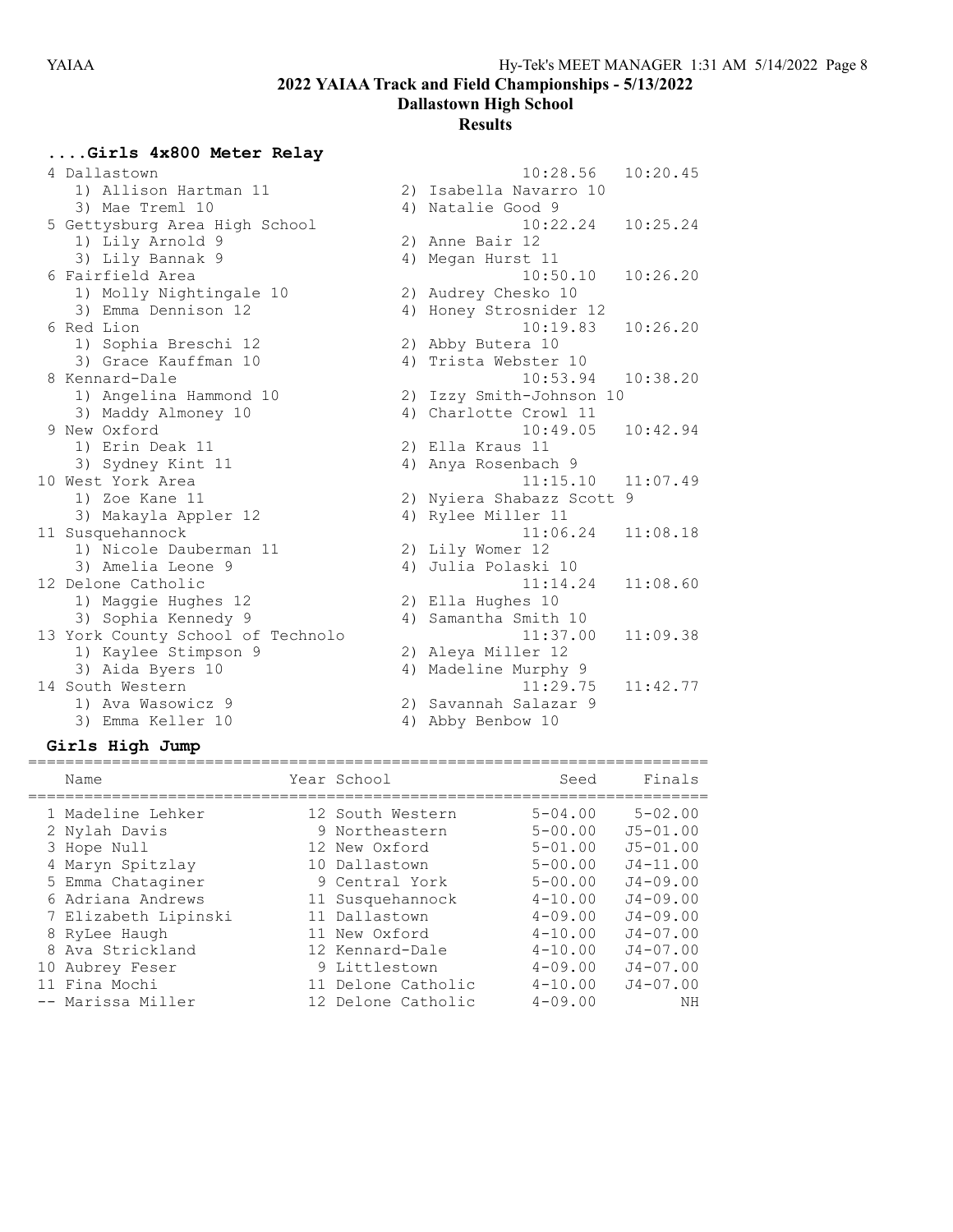# 2022 YAIAA Track and Field Championships - 5/13/2022

## Dallastown High School

### Results

#### ....Girls 4x800 Meter Relay

| Place | Team | Seed | Finals |
|---|---|---|---|
| 4 | Dallastown | 10:28.56 | 10:20.45 |
| | 1) Allison Hartman 11, 2) Isabella Navarro 10, 3) Mae Treml 10, 4) Natalie Good 9 | | |
| 5 | Gettysburg Area High School | 10:22.24 | 10:25.24 |
| | 1) Lily Arnold 9, 2) Anne Bair 12, 3) Lily Bannak 9, 4) Megan Hurst 11 | | |
| 6 | Fairfield Area | 10:50.10 | 10:26.20 |
| | 1) Molly Nightingale 10, 2) Audrey Chesko 10, 3) Emma Dennison 12, 4) Honey Strosnider 12 | | |
| 6 | Red Lion | 10:19.83 | 10:26.20 |
| | 1) Sophia Breschi 12, 2) Abby Butera 10, 3) Grace Kauffman 10, 4) Trista Webster 10 | | |
| 8 | Kennard-Dale | 10:53.94 | 10:38.20 |
| | 1) Angelina Hammond 10, 2) Izzy Smith-Johnson 10, 3) Maddy Almoney 10, 4) Charlotte Crowl 11 | | |
| 9 | New Oxford | 10:49.05 | 10:42.94 |
| | 1) Erin Deak 11, 2) Ella Kraus 11, 3) Sydney Kint 11, 4) Anya Rosenbach 9 | | |
| 10 | West York Area | 11:15.10 | 11:07.49 |
| | 1) Zoe Kane 11, 2) Nyiera Shabazz Scott 9, 3) Makayla Appler 12, 4) Rylee Miller 11 | | |
| 11 | Susquehannock | 11:06.24 | 11:08.18 |
| | 1) Nicole Dauberman 11, 2) Lily Womer 12, 3) Amelia Leone 9, 4) Julia Polaski 10 | | |
| 12 | Delone Catholic | 11:14.24 | 11:08.60 |
| | 1) Maggie Hughes 12, 2) Ella Hughes 10, 3) Sophia Kennedy 9, 4) Samantha Smith 10 | | |
| 13 | York County School of Technolo | 11:37.00 | 11:09.38 |
| | 1) Kaylee Stimpson 9, 2) Aleya Miller 12, 3) Aida Byers 10, 4) Madeline Murphy 9 | | |
| 14 | South Western | 11:29.75 | 11:42.77 |
| | 1) Ava Wasowicz 9, 2) Savannah Salazar 9, 3) Emma Keller 10, 4) Abby Benbow 10 | | |

#### Girls High Jump

| Place | Name | Year | School | Seed | Finals |
|---|---|---|---|---|---|
| 1 | Madeline Lehker | 12 | South Western | 5-04.00 | 5-02.00 |
| 2 | Nylah Davis | 9 | Northeastern | 5-00.00 | J5-01.00 |
| 3 | Hope Null | 12 | New Oxford | 5-01.00 | J5-01.00 |
| 4 | Maryn Spitzlay | 10 | Dallastown | 5-00.00 | J4-11.00 |
| 5 | Emma Chataginer | 9 | Central York | 5-00.00 | J4-09.00 |
| 6 | Adriana Andrews | 11 | Susquehannock | 4-10.00 | J4-09.00 |
| 7 | Elizabeth Lipinski | 11 | Dallastown | 4-09.00 | J4-09.00 |
| 8 | RyLee Haugh | 11 | New Oxford | 4-10.00 | J4-07.00 |
| 8 | Ava Strickland | 12 | Kennard-Dale | 4-10.00 | J4-07.00 |
| 10 | Aubrey Feser | 9 | Littlestown | 4-09.00 | J4-07.00 |
| 11 | Fina Mochi | 11 | Delone Catholic | 4-10.00 | J4-07.00 |
| -- | Marissa Miller | 12 | Delone Catholic | 4-09.00 | NH |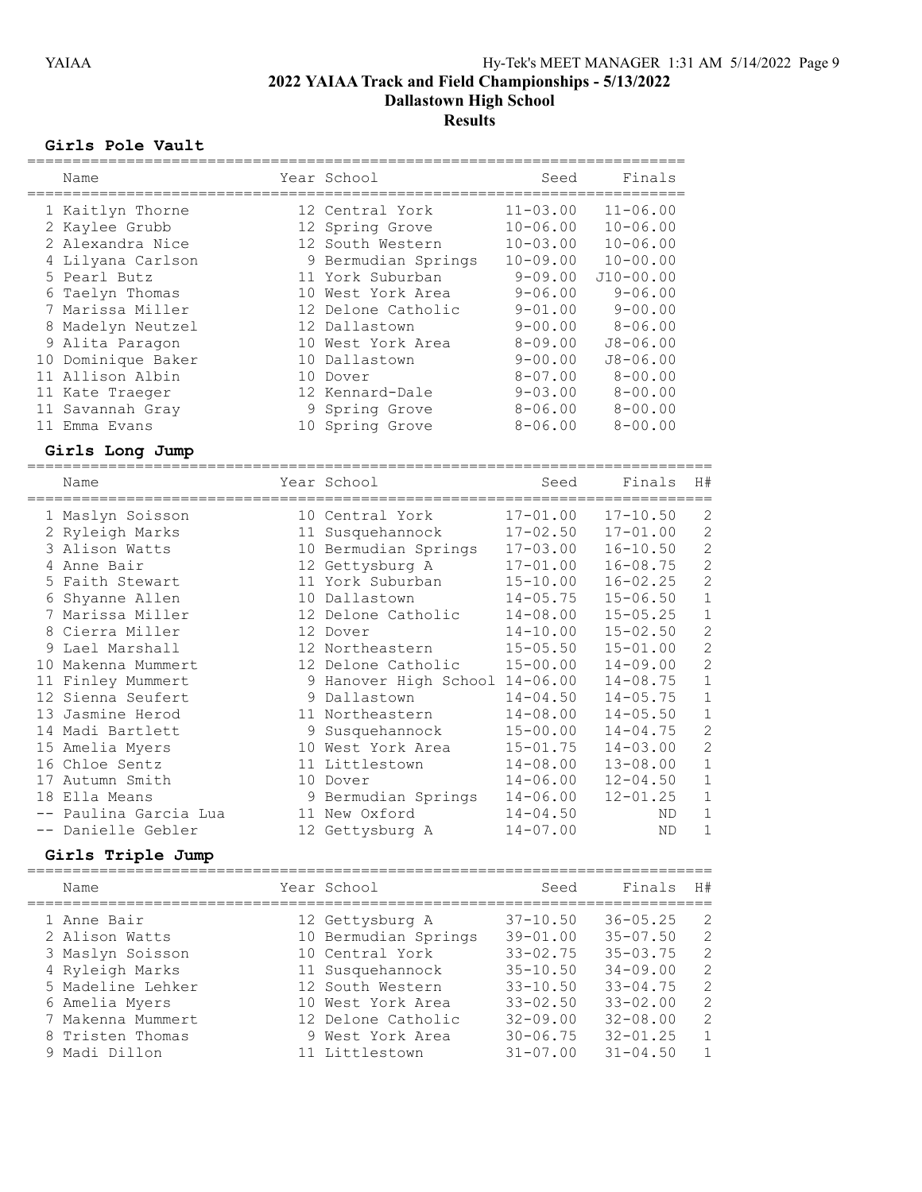## 2022 YAIAA Track and Field Championships - 5/13/2022

### Dallastown High School

### Results

#### Girls Pole Vault

| | Name | Year | School | Seed | Finals |
|---|---|---|---|---|---|
| 1 | Kaitlyn Thorne | 12 | Central York | 11-03.00 | 11-06.00 |
| 2 | Kaylee Grubb | 12 | Spring Grove | 10-06.00 | 10-06.00 |
| 2 | Alexandra Nice | 12 | South Western | 10-03.00 | 10-06.00 |
| 4 | Lilyana Carlson | 9 | Bermudian Springs | 10-09.00 | 10-00.00 |
| 5 | Pearl Butz | 11 | York Suburban | 9-09.00 | J10-00.00 |
| 6 | Taelyn Thomas | 10 | West York Area | 9-06.00 | 9-06.00 |
| 7 | Marissa Miller | 12 | Delone Catholic | 9-01.00 | 9-00.00 |
| 8 | Madelyn Neutzel | 12 | Dallastown | 9-00.00 | 8-06.00 |
| 9 | Alita Paragon | 10 | West York Area | 8-09.00 | J8-06.00 |
| 10 | Dominique Baker | 10 | Dallastown | 9-00.00 | J8-06.00 |
| 11 | Allison Albin | 10 | Dover | 8-07.00 | 8-00.00 |
| 11 | Kate Traeger | 12 | Kennard-Dale | 9-03.00 | 8-00.00 |
| 11 | Savannah Gray | 9 | Spring Grove | 8-06.00 | 8-00.00 |
| 11 | Emma Evans | 10 | Spring Grove | 8-06.00 | 8-00.00 |

#### Girls Long Jump

| | Name | Year | School | Seed | Finals | H# |
|---|---|---|---|---|---|---|
| 1 | Maslyn Soisson | 10 | Central York | 17-01.00 | 17-10.50 | 2 |
| 2 | Ryleigh Marks | 11 | Susquehannock | 17-02.50 | 17-01.00 | 2 |
| 3 | Alison Watts | 10 | Bermudian Springs | 17-03.00 | 16-10.50 | 2 |
| 4 | Anne Bair | 12 | Gettysburg A | 17-01.00 | 16-08.75 | 2 |
| 5 | Faith Stewart | 11 | York Suburban | 15-10.00 | 16-02.25 | 2 |
| 6 | Shyanne Allen | 10 | Dallastown | 14-05.75 | 15-06.50 | 1 |
| 7 | Marissa Miller | 12 | Delone Catholic | 14-08.00 | 15-05.25 | 1 |
| 8 | Cierra Miller | 12 | Dover | 14-10.00 | 15-02.50 | 2 |
| 9 | Lael Marshall | 12 | Northeastern | 15-05.50 | 15-01.00 | 2 |
| 10 | Makenna Mummert | 12 | Delone Catholic | 15-00.00 | 14-09.00 | 2 |
| 11 | Finley Mummert | 9 | Hanover High School | 14-06.00 | 14-08.75 | 1 |
| 12 | Sienna Seufert | 9 | Dallastown | 14-04.50 | 14-05.75 | 1 |
| 13 | Jasmine Herod | 11 | Northeastern | 14-08.00 | 14-05.50 | 1 |
| 14 | Madi Bartlett | 9 | Susquehannock | 15-00.00 | 14-04.75 | 2 |
| 15 | Amelia Myers | 10 | West York Area | 15-01.75 | 14-03.00 | 2 |
| 16 | Chloe Sentz | 11 | Littlestown | 14-08.00 | 13-08.00 | 1 |
| 17 | Autumn Smith | 10 | Dover | 14-06.00 | 12-04.50 | 1 |
| 18 | Ella Means | 9 | Bermudian Springs | 14-06.00 | 12-01.25 | 1 |
| -- | Paulina Garcia Lua | 11 | New Oxford | 14-04.50 | ND | 1 |
| -- | Danielle Gebler | 12 | Gettysburg A | 14-07.00 | ND | 1 |

#### Girls Triple Jump

| | Name | Year | School | Seed | Finals | H# |
|---|---|---|---|---|---|---|
| 1 | Anne Bair | 12 | Gettysburg A | 37-10.50 | 36-05.25 | 2 |
| 2 | Alison Watts | 10 | Bermudian Springs | 39-01.00 | 35-07.50 | 2 |
| 3 | Maslyn Soisson | 10 | Central York | 33-02.75 | 35-03.75 | 2 |
| 4 | Ryleigh Marks | 11 | Susquehannock | 35-10.50 | 34-09.00 | 2 |
| 5 | Madeline Lehker | 12 | South Western | 33-10.50 | 33-04.75 | 2 |
| 6 | Amelia Myers | 10 | West York Area | 33-02.50 | 33-02.00 | 2 |
| 7 | Makenna Mummert | 12 | Delone Catholic | 32-09.00 | 32-08.00 | 2 |
| 8 | Tristen Thomas | 9 | West York Area | 30-06.75 | 32-01.25 | 1 |
| 9 | Madi Dillon | 11 | Littlestown | 31-07.00 | 31-04.50 | 1 |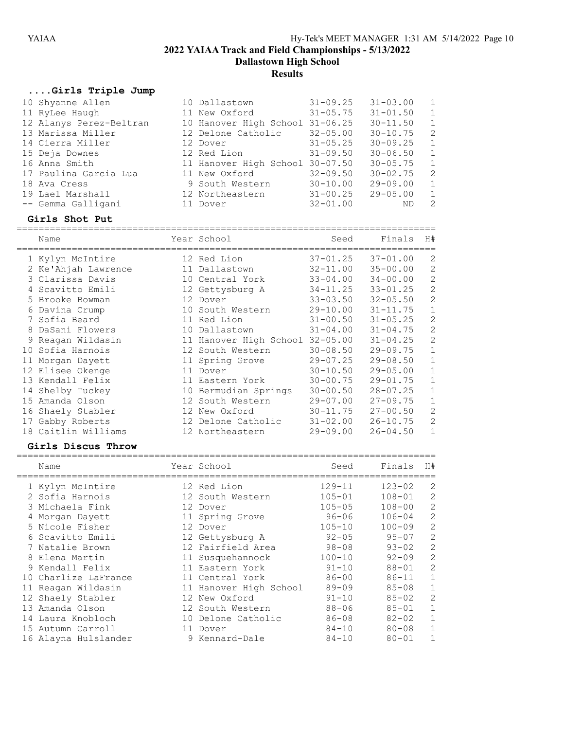# 2022 YAIAA Track and Field Championships - 5/13/2022

## Dallastown High School

## Results

### ....Girls Triple Jump

| Place | Name | Year | School | Seed | Finals | H# |
|---|---|---|---|---|---|---|
| 10 | Shyanne Allen | 10 | Dallastown | 31-09.25 | 31-03.00 | 1 |
| 11 | RyLee Haugh | 11 | New Oxford | 31-05.75 | 31-01.50 | 1 |
| 12 | Alanys Perez-Beltran | 10 | Hanover High School | 31-06.25 | 30-11.50 | 1 |
| 13 | Marissa Miller | 12 | Delone Catholic | 32-05.00 | 30-10.75 | 2 |
| 14 | Cierra Miller | 12 | Dover | 31-05.25 | 30-09.25 | 1 |
| 15 | Deja Downes | 12 | Red Lion | 31-09.50 | 30-06.50 | 1 |
| 16 | Anna Smith | 11 | Hanover High School | 30-07.50 | 30-05.75 | 1 |
| 17 | Paulina Garcia Lua | 11 | New Oxford | 32-09.50 | 30-02.75 | 2 |
| 18 | Ava Cress | 9 | South Western | 30-10.00 | 29-09.00 | 1 |
| 19 | Lael Marshall | 12 | Northeastern | 31-00.25 | 29-05.00 | 1 |
| -- | Gemma Galligani | 11 | Dover | 32-01.00 | ND | 2 |

### Girls Shot Put

| Place | Name | Year | School | Seed | Finals | H# |
|---|---|---|---|---|---|---|
| 1 | Kylyn McIntire | 12 | Red Lion | 37-01.25 | 37-01.00 | 2 |
| 2 | Ke'Ahjah Lawrence | 11 | Dallastown | 32-11.00 | 35-00.00 | 2 |
| 3 | Clarissa Davis | 10 | Central York | 33-04.00 | 34-00.00 | 2 |
| 4 | Scavitto Emili | 12 | Gettysburg A | 34-11.25 | 33-01.25 | 2 |
| 5 | Brooke Bowman | 12 | Dover | 33-03.50 | 32-05.50 | 2 |
| 6 | Davina Crump | 10 | South Western | 29-10.00 | 31-11.75 | 1 |
| 7 | Sofia Beard | 11 | Red Lion | 31-00.50 | 31-05.25 | 2 |
| 8 | DaSani Flowers | 10 | Dallastown | 31-04.00 | 31-04.75 | 2 |
| 9 | Reagan Wildasin | 11 | Hanover High School | 32-05.00 | 31-04.25 | 2 |
| 10 | Sofia Harnois | 12 | South Western | 30-08.50 | 29-09.75 | 1 |
| 11 | Morgan Dayett | 11 | Spring Grove | 29-07.25 | 29-08.50 | 1 |
| 12 | Elisee Okenge | 11 | Dover | 30-10.50 | 29-05.00 | 1 |
| 13 | Kendall Felix | 11 | Eastern York | 30-00.75 | 29-01.75 | 1 |
| 14 | Shelby Tuckey | 10 | Bermudian Springs | 30-00.50 | 28-07.25 | 1 |
| 15 | Amanda Olson | 12 | South Western | 29-07.00 | 27-09.75 | 1 |
| 16 | Shaely Stabler | 12 | New Oxford | 30-11.75 | 27-00.50 | 2 |
| 17 | Gabby Roberts | 12 | Delone Catholic | 31-02.00 | 26-10.75 | 2 |
| 18 | Caitlin Williams | 12 | Northeastern | 29-09.00 | 26-04.50 | 1 |

### Girls Discus Throw

| Place | Name | Year | School | Seed | Finals | H# |
|---|---|---|---|---|---|---|
| 1 | Kylyn McIntire | 12 | Red Lion | 129-11 | 123-02 | 2 |
| 2 | Sofia Harnois | 12 | South Western | 105-01 | 108-01 | 2 |
| 3 | Michaela Fink | 12 | Dover | 105-05 | 108-00 | 2 |
| 4 | Morgan Dayett | 11 | Spring Grove | 96-06 | 106-04 | 2 |
| 5 | Nicole Fisher | 12 | Dover | 105-10 | 100-09 | 2 |
| 6 | Scavitto Emili | 12 | Gettysburg A | 92-05 | 95-07 | 2 |
| 7 | Natalie Brown | 12 | Fairfield Area | 98-08 | 93-02 | 2 |
| 8 | Elena Martin | 11 | Susquehannock | 100-10 | 92-09 | 2 |
| 9 | Kendall Felix | 11 | Eastern York | 91-10 | 88-01 | 2 |
| 10 | Charlize LaFrance | 11 | Central York | 86-00 | 86-11 | 1 |
| 11 | Reagan Wildasin | 11 | Hanover High School | 89-09 | 85-08 | 1 |
| 12 | Shaely Stabler | 12 | New Oxford | 91-10 | 85-02 | 2 |
| 13 | Amanda Olson | 12 | South Western | 88-06 | 85-01 | 1 |
| 14 | Laura Knobloch | 10 | Delone Catholic | 86-08 | 82-02 | 1 |
| 15 | Autumn Carroll | 11 | Dover | 84-10 | 80-08 | 1 |
| 16 | Alayna Hulslander | 9 | Kennard-Dale | 84-10 | 80-01 | 1 |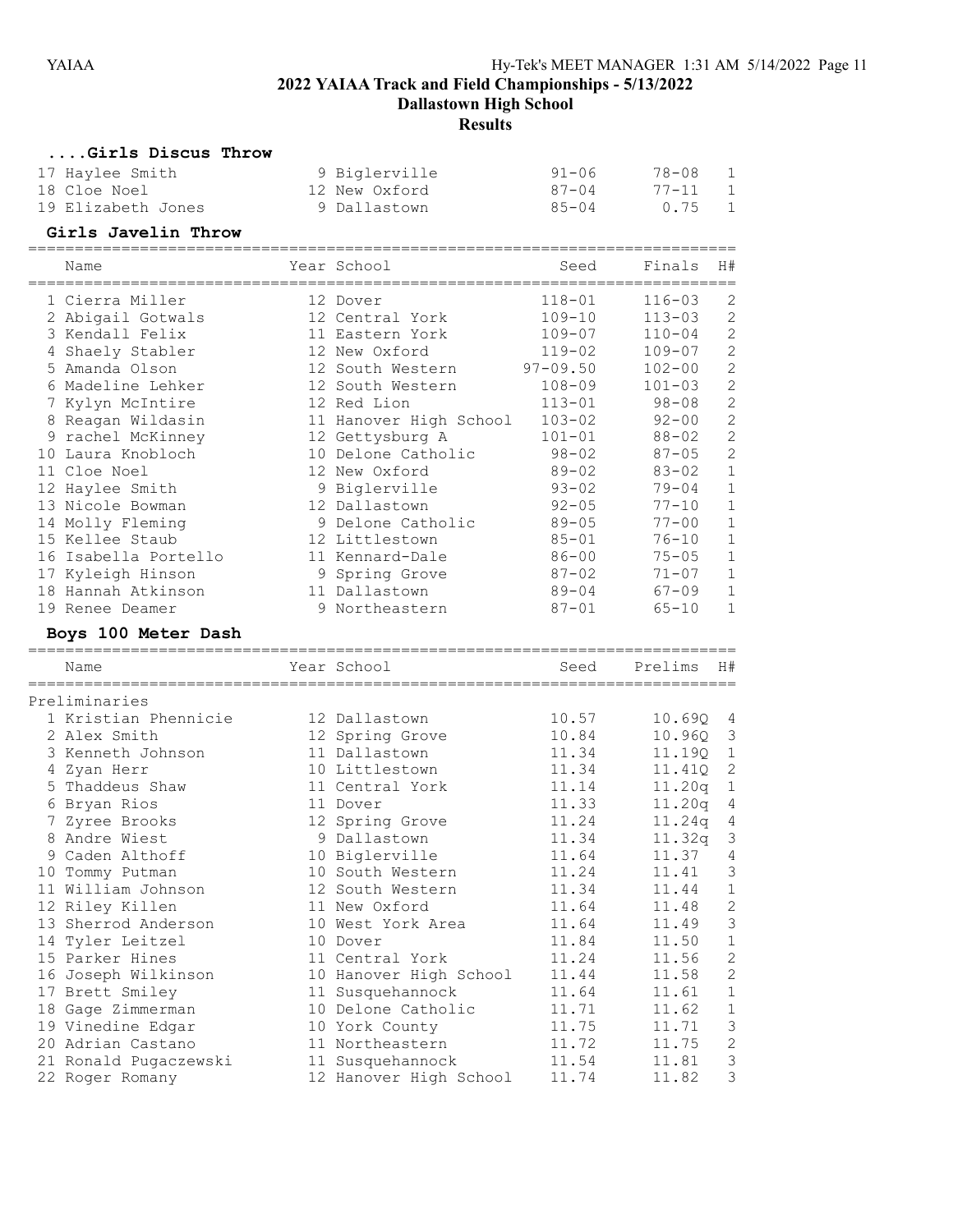# 2022 YAIAA Track and Field Championships - 5/13/2022

## Dallastown High School

### Results

#### ....Girls Discus Throw

| Name | Year | School | Seed | Finals | H# |
|---|---|---|---|---|---|
| 17 Haylee Smith | 9 | Biglerville | 91-06 | 78-08 | 1 |
| 18 Cloe Noel | 12 | New Oxford | 87-04 | 77-11 | 1 |
| 19 Elizabeth Jones | 9 | Dallastown | 85-04 | 0.75 | 1 |

#### Girls Javelin Throw

| Name | Year | School | Seed | Finals | H# |
|---|---|---|---|---|---|
| 1 Cierra Miller | 12 | Dover | 118-01 | 116-03 | 2 |
| 2 Abigail Gotwals | 12 | Central York | 109-10 | 113-03 | 2 |
| 3 Kendall Felix | 11 | Eastern York | 109-07 | 110-04 | 2 |
| 4 Shaely Stabler | 12 | New Oxford | 119-02 | 109-07 | 2 |
| 5 Amanda Olson | 12 | South Western | 97-09.50 | 102-00 | 2 |
| 6 Madeline Lehker | 12 | South Western | 108-09 | 101-03 | 2 |
| 7 Kylyn McIntire | 12 | Red Lion | 113-01 | 98-08 | 2 |
| 8 Reagan Wildasin | 11 | Hanover High School | 103-02 | 92-00 | 2 |
| 9 rachel McKinney | 12 | Gettysburg A | 101-01 | 88-02 | 2 |
| 10 Laura Knobloch | 10 | Delone Catholic | 98-02 | 87-05 | 2 |
| 11 Cloe Noel | 12 | New Oxford | 89-02 | 83-02 | 1 |
| 12 Haylee Smith | 9 | Biglerville | 93-02 | 79-04 | 1 |
| 13 Nicole Bowman | 12 | Dallastown | 92-05 | 77-10 | 1 |
| 14 Molly Fleming | 9 | Delone Catholic | 89-05 | 77-00 | 1 |
| 15 Kellee Staub | 12 | Littlestown | 85-01 | 76-10 | 1 |
| 16 Isabella Portello | 11 | Kennard-Dale | 86-00 | 75-05 | 1 |
| 17 Kyleigh Hinson | 9 | Spring Grove | 87-02 | 71-07 | 1 |
| 18 Hannah Atkinson | 11 | Dallastown | 89-04 | 67-09 | 1 |
| 19 Renee Deamer | 9 | Northeastern | 87-01 | 65-10 | 1 |

#### Boys 100 Meter Dash

| Name | Year | School | Seed | Prelims | H# |
|---|---|---|---|---|---|
| **Preliminaries** | | | | | |
| 1 Kristian Phennicie | 12 | Dallastown | 10.57 | 10.69Q | 4 |
| 2 Alex Smith | 12 | Spring Grove | 10.84 | 10.96Q | 3 |
| 3 Kenneth Johnson | 11 | Dallastown | 11.34 | 11.19Q | 1 |
| 4 Zyan Herr | 10 | Littlestown | 11.34 | 11.41Q | 2 |
| 5 Thaddeus Shaw | 11 | Central York | 11.14 | 11.20q | 1 |
| 6 Bryan Rios | 11 | Dover | 11.33 | 11.20q | 4 |
| 7 Zyree Brooks | 12 | Spring Grove | 11.24 | 11.24q | 4 |
| 8 Andre Wiest | 9 | Dallastown | 11.34 | 11.32q | 3 |
| 9 Caden Althoff | 10 | Biglerville | 11.64 | 11.37 | 4 |
| 10 Tommy Putman | 10 | South Western | 11.24 | 11.41 | 3 |
| 11 William Johnson | 12 | South Western | 11.34 | 11.44 | 1 |
| 12 Riley Killen | 11 | New Oxford | 11.64 | 11.48 | 2 |
| 13 Sherrod Anderson | 10 | West York Area | 11.64 | 11.49 | 3 |
| 14 Tyler Leitzel | 10 | Dover | 11.84 | 11.50 | 1 |
| 15 Parker Hines | 11 | Central York | 11.24 | 11.56 | 2 |
| 16 Joseph Wilkinson | 10 | Hanover High School | 11.44 | 11.58 | 2 |
| 17 Brett Smiley | 11 | Susquehannock | 11.64 | 11.61 | 1 |
| 18 Gage Zimmerman | 10 | Delone Catholic | 11.71 | 11.62 | 1 |
| 19 Vinedine Edgar | 10 | York County | 11.75 | 11.71 | 3 |
| 20 Adrian Castano | 11 | Northeastern | 11.72 | 11.75 | 2 |
| 21 Ronald Pugaczewski | 11 | Susquehannock | 11.54 | 11.81 | 3 |
| 22 Roger Romany | 12 | Hanover High School | 11.74 | 11.82 | 3 |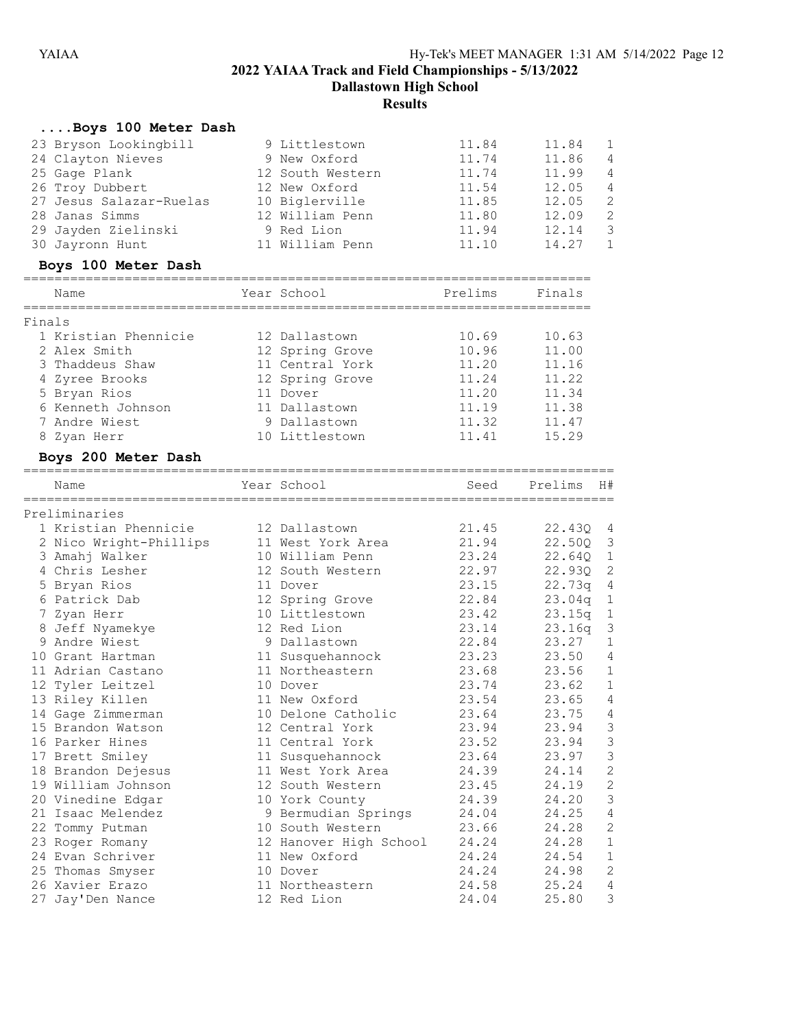# 2022 YAIAA Track and Field Championships - 5/13/2022
## Dallastown High School
### Results

### ....Boys 100 Meter Dash

| Place | Name | Year | School | Prelims | Finals | H# |
|---|---|---|---|---|---|---|
| 23 | Bryson Lookingbill | 9 | Littlestown | 11.84 | 11.84 | 1 |
| 24 | Clayton Nieves | 9 | New Oxford | 11.74 | 11.86 | 4 |
| 25 | Gage Plank | 12 | South Western | 11.74 | 11.99 | 4 |
| 26 | Troy Dubbert | 12 | New Oxford | 11.54 | 12.05 | 4 |
| 27 | Jesus Salazar-Ruelas | 10 | Biglerville | 11.85 | 12.05 | 2 |
| 28 | Janas Simms | 12 | William Penn | 11.80 | 12.09 | 2 |
| 29 | Jayden Zielinski | 9 | Red Lion | 11.94 | 12.14 | 3 |
| 30 | Jayronn Hunt | 11 | William Penn | 11.10 | 14.27 | 1 |

### Boys 100 Meter Dash

Finals

| Place | Name | Year | School | Prelims | Finals |
|---|---|---|---|---|---|
| 1 | Kristian Phennicie | 12 | Dallastown | 10.69 | 10.63 |
| 2 | Alex Smith | 12 | Spring Grove | 10.96 | 11.00 |
| 3 | Thaddeus Shaw | 11 | Central York | 11.20 | 11.16 |
| 4 | Zyree Brooks | 12 | Spring Grove | 11.24 | 11.22 |
| 5 | Bryan Rios | 11 | Dover | 11.20 | 11.34 |
| 6 | Kenneth Johnson | 11 | Dallastown | 11.19 | 11.38 |
| 7 | Andre Wiest | 9 | Dallastown | 11.32 | 11.47 |
| 8 | Zyan Herr | 10 | Littlestown | 11.41 | 15.29 |

### Boys 200 Meter Dash

Preliminaries

| Place | Name | Year | School | Seed | Prelims | H# |
|---|---|---|---|---|---|---|
| 1 | Kristian Phennicie | 12 | Dallastown | 21.45 | 22.43Q | 4 |
| 2 | Nico Wright-Phillips | 11 | West York Area | 21.94 | 22.50Q | 3 |
| 3 | Amahj Walker | 10 | William Penn | 23.24 | 22.64Q | 1 |
| 4 | Chris Lesher | 12 | South Western | 22.97 | 22.93Q | 2 |
| 5 | Bryan Rios | 11 | Dover | 23.15 | 22.73q | 4 |
| 6 | Patrick Dab | 12 | Spring Grove | 22.84 | 23.04q | 1 |
| 7 | Zyan Herr | 10 | Littlestown | 23.42 | 23.15q | 1 |
| 8 | Jeff Nyamekye | 12 | Red Lion | 23.14 | 23.16q | 3 |
| 9 | Andre Wiest | 9 | Dallastown | 22.84 | 23.27 | 1 |
| 10 | Grant Hartman | 11 | Susquehannock | 23.23 | 23.50 | 4 |
| 11 | Adrian Castano | 11 | Northeastern | 23.68 | 23.56 | 1 |
| 12 | Tyler Leitzel | 10 | Dover | 23.74 | 23.62 | 1 |
| 13 | Riley Killen | 11 | New Oxford | 23.54 | 23.65 | 4 |
| 14 | Gage Zimmerman | 10 | Delone Catholic | 23.64 | 23.75 | 4 |
| 15 | Brandon Watson | 12 | Central York | 23.94 | 23.94 | 3 |
| 16 | Parker Hines | 11 | Central York | 23.52 | 23.94 | 3 |
| 17 | Brett Smiley | 11 | Susquehannock | 23.64 | 23.97 | 3 |
| 18 | Brandon Dejesus | 11 | West York Area | 24.39 | 24.14 | 2 |
| 19 | William Johnson | 12 | South Western | 23.45 | 24.19 | 2 |
| 20 | Vinedine Edgar | 10 | York County | 24.39 | 24.20 | 3 |
| 21 | Isaac Melendez | 9 | Bermudian Springs | 24.04 | 24.25 | 4 |
| 22 | Tommy Putman | 10 | South Western | 23.66 | 24.28 | 2 |
| 23 | Roger Romany | 12 | Hanover High School | 24.24 | 24.28 | 1 |
| 24 | Evan Schriver | 11 | New Oxford | 24.24 | 24.54 | 1 |
| 25 | Thomas Smyser | 10 | Dover | 24.24 | 24.98 | 2 |
| 26 | Xavier Erazo | 11 | Northeastern | 24.58 | 25.24 | 4 |
| 27 | Jay'Den Nance | 12 | Red Lion | 24.04 | 25.80 | 3 |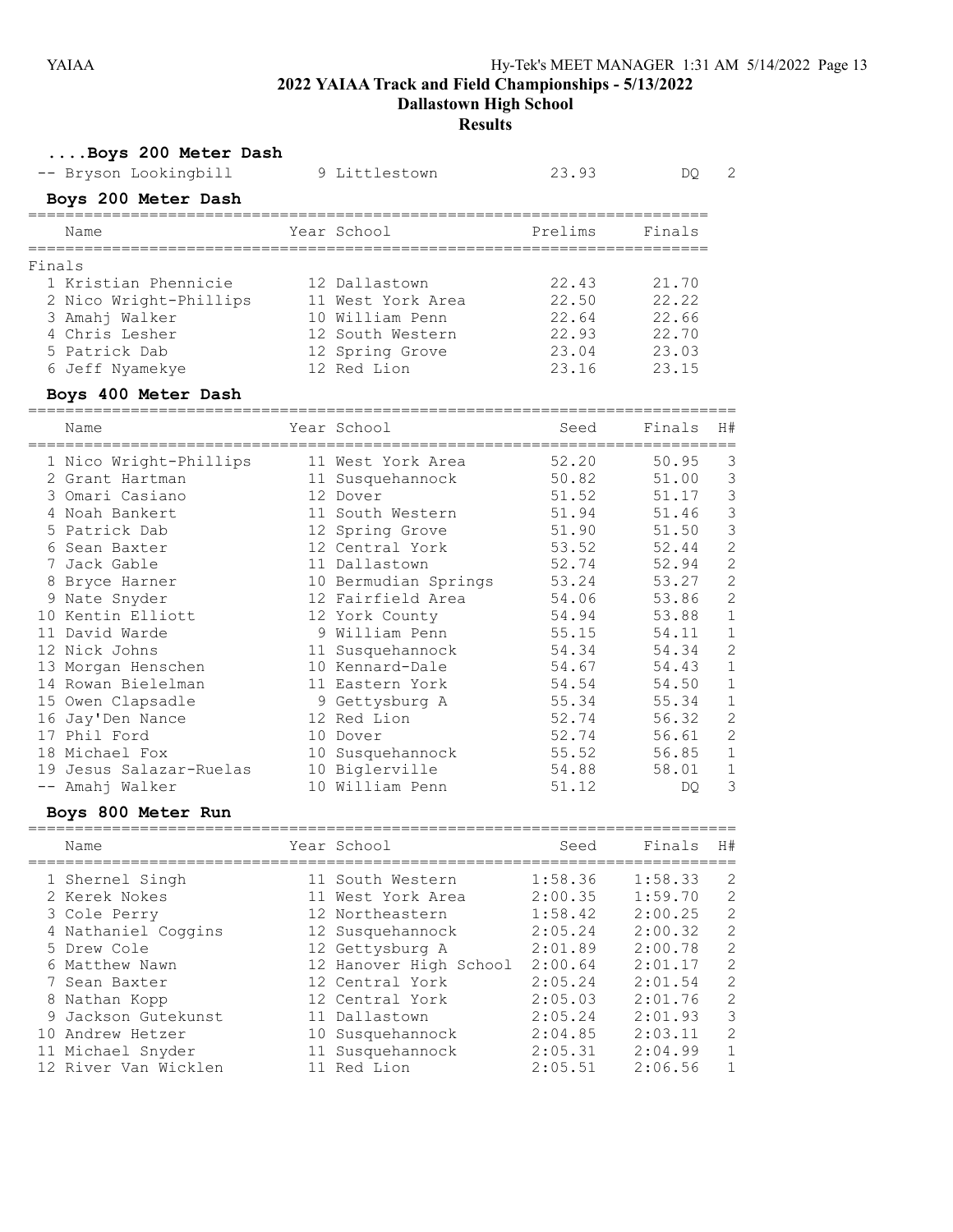# 2022 YAIAA Track and Field Championships - 5/13/2022

## Dallastown High School

### Results

#### ....Boys 200 Meter Dash

| | Name | Year | School | Prelims | Finals | H# |
|---|---|---|---|---|---|---|
| -- | Bryson Lookingbill | 9 | Littlestown | 23.93 | DQ | 2 |

#### Boys 200 Meter Dash

| | Name | Year | School | Prelims | Finals |
|---|---|---|---|---|---|
| **Finals** | | | | | |
| 1 | Kristian Phennicie | 12 | Dallastown | 22.43 | 21.70 |
| 2 | Nico Wright-Phillips | 11 | West York Area | 22.50 | 22.22 |
| 3 | Amahj Walker | 10 | William Penn | 22.64 | 22.66 |
| 4 | Chris Lesher | 12 | South Western | 22.93 | 22.70 |
| 5 | Patrick Dab | 12 | Spring Grove | 23.04 | 23.03 |
| 6 | Jeff Nyamekye | 12 | Red Lion | 23.16 | 23.15 |

#### Boys 400 Meter Dash

| | Name | Year | School | Seed | Finals | H# |
|---|---|---|---|---|---|---|
| 1 | Nico Wright-Phillips | 11 | West York Area | 52.20 | 50.95 | 3 |
| 2 | Grant Hartman | 11 | Susquehannock | 50.82 | 51.00 | 3 |
| 3 | Omari Casiano | 12 | Dover | 51.52 | 51.17 | 3 |
| 4 | Noah Bankert | 11 | South Western | 51.94 | 51.46 | 3 |
| 5 | Patrick Dab | 12 | Spring Grove | 51.90 | 51.50 | 3 |
| 6 | Sean Baxter | 12 | Central York | 53.52 | 52.44 | 2 |
| 7 | Jack Gable | 11 | Dallastown | 52.74 | 52.94 | 2 |
| 8 | Bryce Harner | 10 | Bermudian Springs | 53.24 | 53.27 | 2 |
| 9 | Nate Snyder | 12 | Fairfield Area | 54.06 | 53.86 | 2 |
| 10 | Kentin Elliott | 12 | York County | 54.94 | 53.88 | 1 |
| 11 | David Warde | 9 | William Penn | 55.15 | 54.11 | 1 |
| 12 | Nick Johns | 11 | Susquehannock | 54.34 | 54.34 | 2 |
| 13 | Morgan Henschen | 10 | Kennard-Dale | 54.67 | 54.43 | 1 |
| 14 | Rowan Bielelman | 11 | Eastern York | 54.54 | 54.50 | 1 |
| 15 | Owen Clapsadle | 9 | Gettysburg A | 55.34 | 55.34 | 1 |
| 16 | Jay'Den Nance | 12 | Red Lion | 52.74 | 56.32 | 2 |
| 17 | Phil Ford | 10 | Dover | 52.74 | 56.61 | 2 |
| 18 | Michael Fox | 10 | Susquehannock | 55.52 | 56.85 | 1 |
| 19 | Jesus Salazar-Ruelas | 10 | Biglerville | 54.88 | 58.01 | 1 |
| -- | Amahj Walker | 10 | William Penn | 51.12 | DQ | 3 |

#### Boys 800 Meter Run

| | Name | Year | School | Seed | Finals | H# |
|---|---|---|---|---|---|---|
| 1 | Shernel Singh | 11 | South Western | 1:58.36 | 1:58.33 | 2 |
| 2 | Kerek Nokes | 11 | West York Area | 2:00.35 | 1:59.70 | 2 |
| 3 | Cole Perry | 12 | Northeastern | 1:58.42 | 2:00.25 | 2 |
| 4 | Nathaniel Coggins | 12 | Susquehannock | 2:05.24 | 2:00.32 | 2 |
| 5 | Drew Cole | 12 | Gettysburg A | 2:01.89 | 2:00.78 | 2 |
| 6 | Matthew Nawn | 12 | Hanover High School | 2:00.64 | 2:01.17 | 2 |
| 7 | Sean Baxter | 12 | Central York | 2:05.24 | 2:01.54 | 2 |
| 8 | Nathan Kopp | 12 | Central York | 2:05.03 | 2:01.76 | 2 |
| 9 | Jackson Gutekunst | 11 | Dallastown | 2:05.24 | 2:01.93 | 3 |
| 10 | Andrew Hetzer | 10 | Susquehannock | 2:04.85 | 2:03.11 | 2 |
| 11 | Michael Snyder | 11 | Susquehannock | 2:05.31 | 2:04.99 | 1 |
| 12 | River Van Wicklen | 11 | Red Lion | 2:05.51 | 2:06.56 | 1 |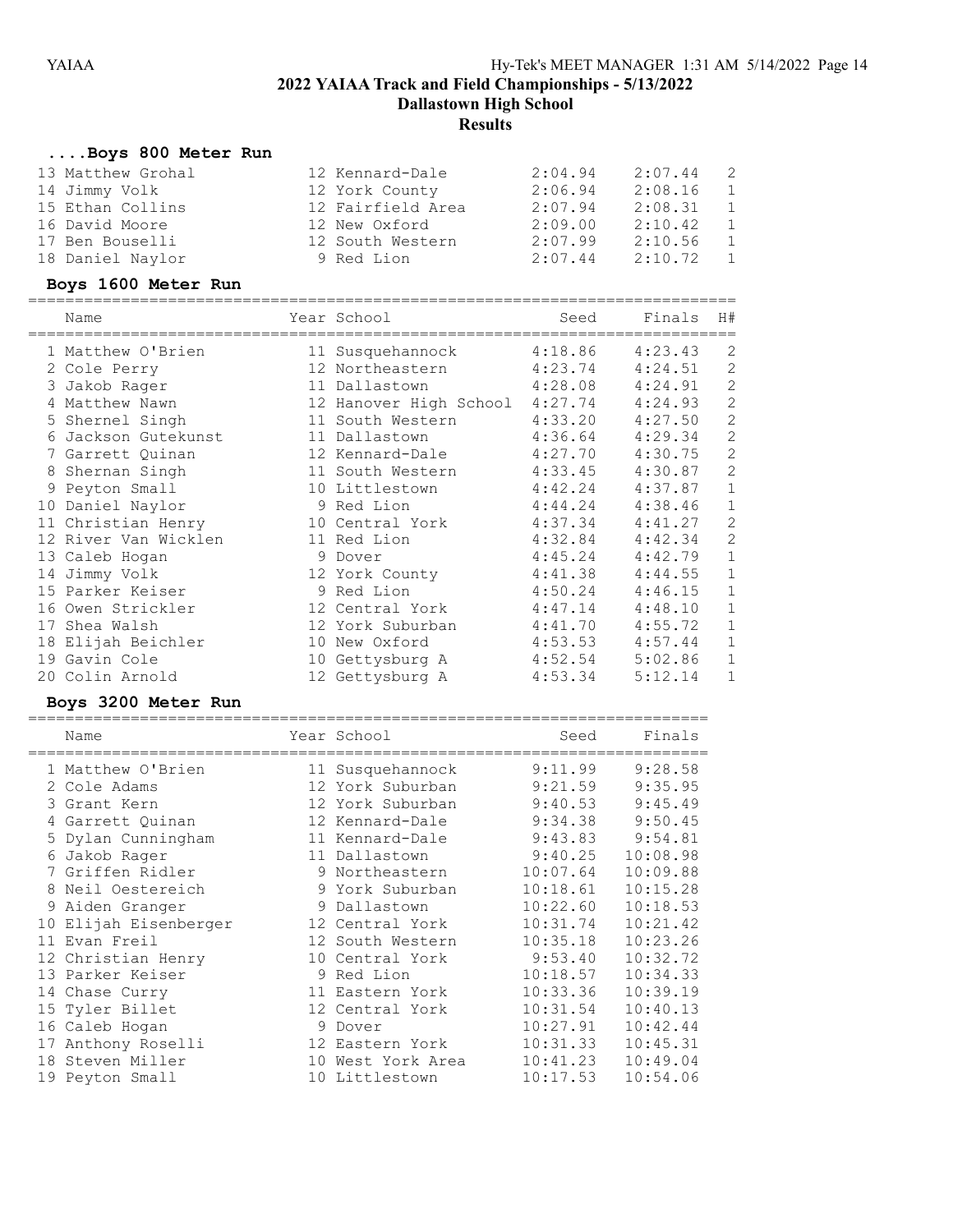## 2022 YAIAA Track and Field Championships - 5/13/2022

### Dallastown High School

### Results

#### ....Boys 800 Meter Run

| Place | Name | Year | School | Seed | Finals | H# |
|---|---|---|---|---|---|---|
| 13 | Matthew Grohal | 12 | Kennard-Dale | 2:04.94 | 2:07.44 | 2 |
| 14 | Jimmy Volk | 12 | York County | 2:06.94 | 2:08.16 | 1 |
| 15 | Ethan Collins | 12 | Fairfield Area | 2:07.94 | 2:08.31 | 1 |
| 16 | David Moore | 12 | New Oxford | 2:09.00 | 2:10.42 | 1 |
| 17 | Ben Bouselli | 12 | South Western | 2:07.99 | 2:10.56 | 1 |
| 18 | Daniel Naylor | 9 | Red Lion | 2:07.44 | 2:10.72 | 1 |

#### Boys 1600 Meter Run

| Place | Name | Year | School | Seed | Finals | H# |
|---|---|---|---|---|---|---|
| 1 | Matthew O'Brien | 11 | Susquehannock | 4:18.86 | 4:23.43 | 2 |
| 2 | Cole Perry | 12 | Northeastern | 4:23.74 | 4:24.51 | 2 |
| 3 | Jakob Rager | 11 | Dallastown | 4:28.08 | 4:24.91 | 2 |
| 4 | Matthew Nawn | 12 | Hanover High School | 4:27.74 | 4:24.93 | 2 |
| 5 | Shernel Singh | 11 | South Western | 4:33.20 | 4:27.50 | 2 |
| 6 | Jackson Gutekunst | 11 | Dallastown | 4:36.64 | 4:29.34 | 2 |
| 7 | Garrett Quinan | 12 | Kennard-Dale | 4:27.70 | 4:30.75 | 2 |
| 8 | Shernan Singh | 11 | South Western | 4:33.45 | 4:30.87 | 2 |
| 9 | Peyton Small | 10 | Littlestown | 4:42.24 | 4:37.87 | 1 |
| 10 | Daniel Naylor | 9 | Red Lion | 4:44.24 | 4:38.46 | 1 |
| 11 | Christian Henry | 10 | Central York | 4:37.34 | 4:41.27 | 2 |
| 12 | River Van Wicklen | 11 | Red Lion | 4:32.84 | 4:42.34 | 2 |
| 13 | Caleb Hogan | 9 | Dover | 4:45.24 | 4:42.79 | 1 |
| 14 | Jimmy Volk | 12 | York County | 4:41.38 | 4:44.55 | 1 |
| 15 | Parker Keiser | 9 | Red Lion | 4:50.24 | 4:46.15 | 1 |
| 16 | Owen Strickler | 12 | Central York | 4:47.14 | 4:48.10 | 1 |
| 17 | Shea Walsh | 12 | York Suburban | 4:41.70 | 4:55.72 | 1 |
| 18 | Elijah Beichler | 10 | New Oxford | 4:53.53 | 4:57.44 | 1 |
| 19 | Gavin Cole | 10 | Gettysburg A | 4:52.54 | 5:02.86 | 1 |
| 20 | Colin Arnold | 12 | Gettysburg A | 4:53.34 | 5:12.14 | 1 |

#### Boys 3200 Meter Run

| Place | Name | Year | School | Seed | Finals |
|---|---|---|---|---|---|
| 1 | Matthew O'Brien | 11 | Susquehannock | 9:11.99 | 9:28.58 |
| 2 | Cole Adams | 12 | York Suburban | 9:21.59 | 9:35.95 |
| 3 | Grant Kern | 12 | York Suburban | 9:40.53 | 9:45.49 |
| 4 | Garrett Quinan | 12 | Kennard-Dale | 9:34.38 | 9:50.45 |
| 5 | Dylan Cunningham | 11 | Kennard-Dale | 9:43.83 | 9:54.81 |
| 6 | Jakob Rager | 11 | Dallastown | 9:40.25 | 10:08.98 |
| 7 | Griffen Ridler | 9 | Northeastern | 10:07.64 | 10:09.88 |
| 8 | Neil Oestereich | 9 | York Suburban | 10:18.61 | 10:15.28 |
| 9 | Aiden Granger | 9 | Dallastown | 10:22.60 | 10:18.53 |
| 10 | Elijah Eisenberger | 12 | Central York | 10:31.74 | 10:21.42 |
| 11 | Evan Freil | 12 | South Western | 10:35.18 | 10:23.26 |
| 12 | Christian Henry | 10 | Central York | 9:53.40 | 10:32.72 |
| 13 | Parker Keiser | 9 | Red Lion | 10:18.57 | 10:34.33 |
| 14 | Chase Curry | 11 | Eastern York | 10:33.36 | 10:39.19 |
| 15 | Tyler Billet | 12 | Central York | 10:31.54 | 10:40.13 |
| 16 | Caleb Hogan | 9 | Dover | 10:27.91 | 10:42.44 |
| 17 | Anthony Roselli | 12 | Eastern York | 10:31.33 | 10:45.31 |
| 18 | Steven Miller | 10 | West York Area | 10:41.23 | 10:49.04 |
| 19 | Peyton Small | 10 | Littlestown | 10:17.53 | 10:54.06 |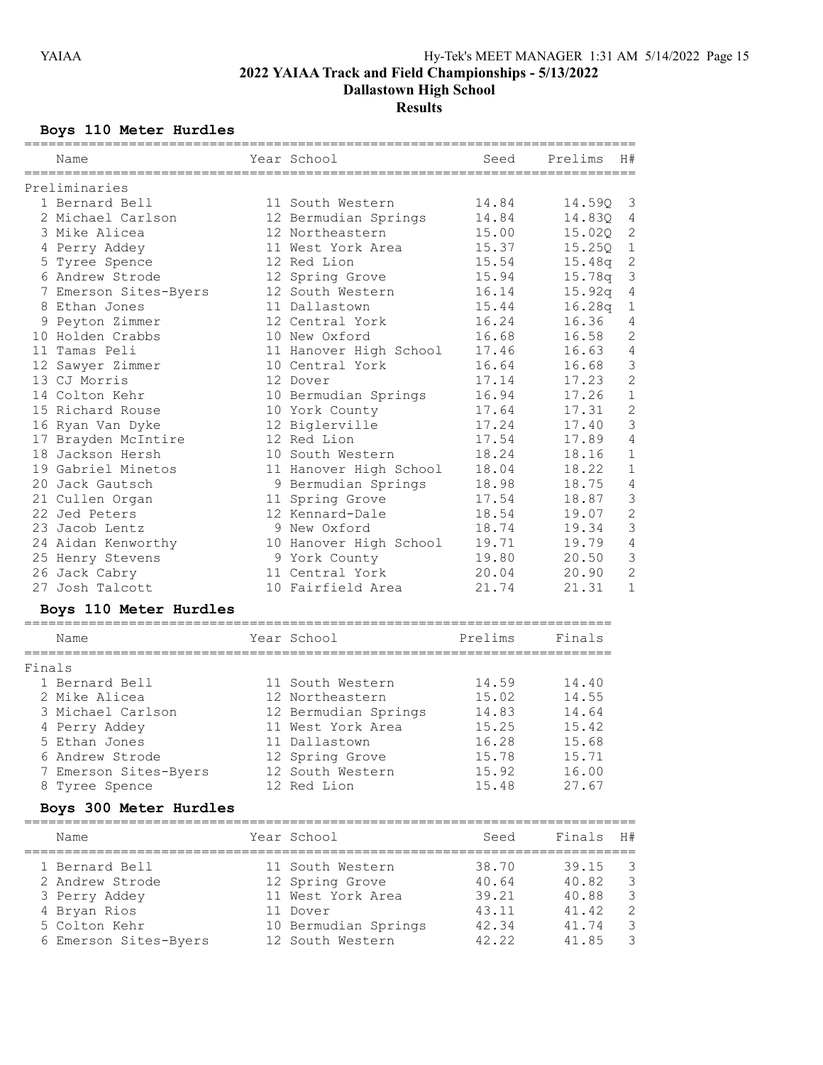# 2022 YAIAA Track and Field Championships - 5/13/2022

## Dallastown High School

## Results

### Boys 110 Meter Hurdles

**Preliminaries**

| Place | Name | Year | School | Seed | Prelims | H# |
|---|---|---|---|---|---|---|
| 1 | Bernard Bell | 11 | South Western | 14.84 | 14.59Q | 3 |
| 2 | Michael Carlson | 12 | Bermudian Springs | 14.84 | 14.83Q | 4 |
| 3 | Mike Alicea | 12 | Northeastern | 15.00 | 15.02Q | 2 |
| 4 | Perry Addey | 11 | West York Area | 15.37 | 15.25Q | 1 |
| 5 | Tyree Spence | 12 | Red Lion | 15.54 | 15.48q | 2 |
| 6 | Andrew Strode | 12 | Spring Grove | 15.94 | 15.78q | 3 |
| 7 | Emerson Sites-Byers | 12 | South Western | 16.14 | 15.92q | 4 |
| 8 | Ethan Jones | 11 | Dallastown | 15.44 | 16.28q | 1 |
| 9 | Peyton Zimmer | 12 | Central York | 16.24 | 16.36 | 4 |
| 10 | Holden Crabbs | 10 | New Oxford | 16.68 | 16.58 | 2 |
| 11 | Tamas Peli | 11 | Hanover High School | 17.46 | 16.63 | 4 |
| 12 | Sawyer Zimmer | 10 | Central York | 16.64 | 16.68 | 3 |
| 13 | CJ Morris | 12 | Dover | 17.14 | 17.23 | 2 |
| 14 | Colton Kehr | 10 | Bermudian Springs | 16.94 | 17.26 | 1 |
| 15 | Richard Rouse | 10 | York County | 17.64 | 17.31 | 2 |
| 16 | Ryan Van Dyke | 12 | Biglerville | 17.24 | 17.40 | 3 |
| 17 | Brayden McIntire | 12 | Red Lion | 17.54 | 17.89 | 4 |
| 18 | Jackson Hersh | 10 | South Western | 18.24 | 18.16 | 1 |
| 19 | Gabriel Minetos | 11 | Hanover High School | 18.04 | 18.22 | 1 |
| 20 | Jack Gautsch | 9 | Bermudian Springs | 18.98 | 18.75 | 4 |
| 21 | Cullen Organ | 11 | Spring Grove | 17.54 | 18.87 | 3 |
| 22 | Jed Peters | 12 | Kennard-Dale | 18.54 | 19.07 | 2 |
| 23 | Jacob Lentz | 9 | New Oxford | 18.74 | 19.34 | 3 |
| 24 | Aidan Kenworthy | 10 | Hanover High School | 19.71 | 19.79 | 4 |
| 25 | Henry Stevens | 9 | York County | 19.80 | 20.50 | 3 |
| 26 | Jack Cabry | 11 | Central York | 20.04 | 20.90 | 2 |
| 27 | Josh Talcott | 10 | Fairfield Area | 21.74 | 21.31 | 1 |

### Boys 110 Meter Hurdles

**Finals**

| Place | Name | Year | School | Prelims | Finals |
|---|---|---|---|---|---|
| 1 | Bernard Bell | 11 | South Western | 14.59 | 14.40 |
| 2 | Mike Alicea | 12 | Northeastern | 15.02 | 14.55 |
| 3 | Michael Carlson | 12 | Bermudian Springs | 14.83 | 14.64 |
| 4 | Perry Addey | 11 | West York Area | 15.25 | 15.42 |
| 5 | Ethan Jones | 11 | Dallastown | 16.28 | 15.68 |
| 6 | Andrew Strode | 12 | Spring Grove | 15.78 | 15.71 |
| 7 | Emerson Sites-Byers | 12 | South Western | 15.92 | 16.00 |
| 8 | Tyree Spence | 12 | Red Lion | 15.48 | 27.67 |

### Boys 300 Meter Hurdles

| Place | Name | Year | School | Seed | Finals | H# |
|---|---|---|---|---|---|---|
| 1 | Bernard Bell | 11 | South Western | 38.70 | 39.15 | 3 |
| 2 | Andrew Strode | 12 | Spring Grove | 40.64 | 40.82 | 3 |
| 3 | Perry Addey | 11 | West York Area | 39.21 | 40.88 | 3 |
| 4 | Bryan Rios | 11 | Dover | 43.11 | 41.42 | 2 |
| 5 | Colton Kehr | 10 | Bermudian Springs | 42.34 | 41.74 | 3 |
| 6 | Emerson Sites-Byers | 12 | South Western | 42.22 | 41.85 | 3 |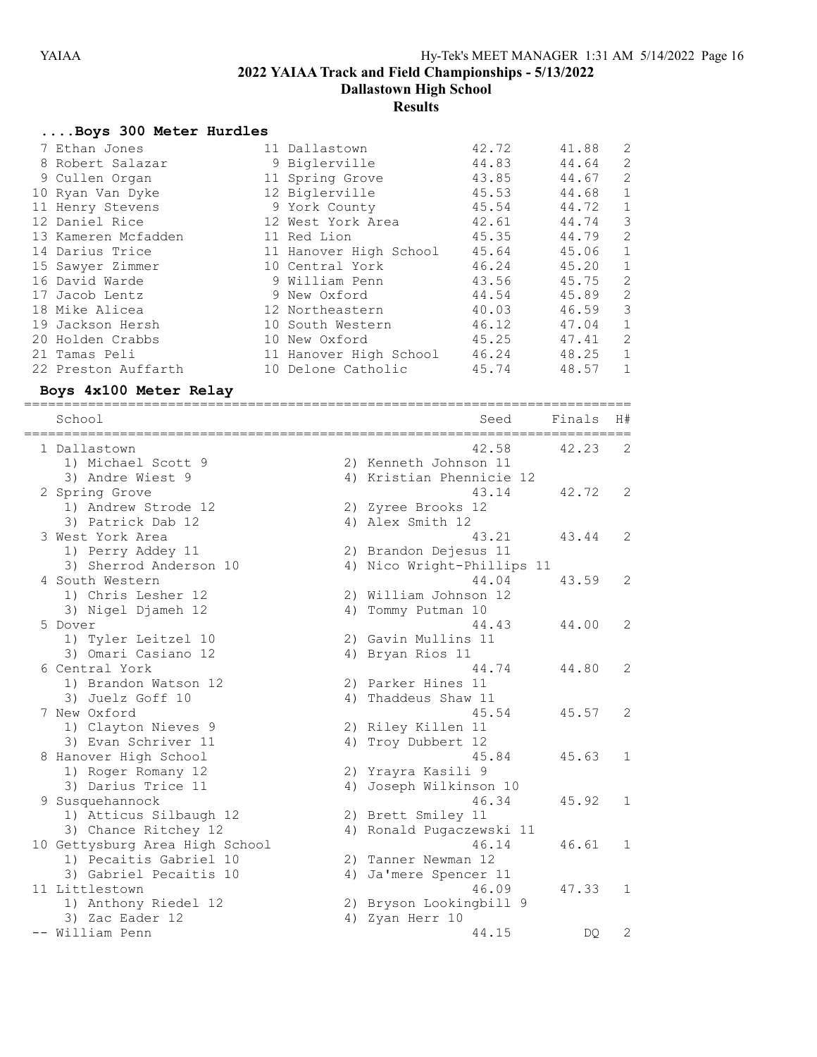# 2022 YAIAA Track and Field Championships - 5/13/2022

## Dallastown High School

### Results

### ....Boys 300 Meter Hurdles

| Place | Name | Year | School | Seed | Finals | H# |
|---|---|---|---|---|---|---|
| 7 | Ethan Jones | 11 | Dallastown | 42.72 | 41.88 | 2 |
| 8 | Robert Salazar | 9 | Biglerville | 44.83 | 44.64 | 2 |
| 9 | Cullen Organ | 11 | Spring Grove | 43.85 | 44.67 | 2 |
| 10 | Ryan Van Dyke | 12 | Biglerville | 45.53 | 44.68 | 1 |
| 11 | Henry Stevens | 9 | York County | 45.54 | 44.72 | 1 |
| 12 | Daniel Rice | 12 | West York Area | 42.61 | 44.74 | 3 |
| 13 | Kameren Mcfadden | 11 | Red Lion | 45.35 | 44.79 | 2 |
| 14 | Darius Trice | 11 | Hanover High School | 45.64 | 45.06 | 1 |
| 15 | Sawyer Zimmer | 10 | Central York | 46.24 | 45.20 | 1 |
| 16 | David Warde | 9 | William Penn | 43.56 | 45.75 | 2 |
| 17 | Jacob Lentz | 9 | New Oxford | 44.54 | 45.89 | 2 |
| 18 | Mike Alicea | 12 | Northeastern | 40.03 | 46.59 | 3 |
| 19 | Jackson Hersh | 10 | South Western | 46.12 | 47.04 | 1 |
| 20 | Holden Crabbs | 10 | New Oxford | 45.25 | 47.41 | 2 |
| 21 | Tamas Peli | 11 | Hanover High School | 46.24 | 48.25 | 1 |
| 22 | Preston Auffarth | 10 | Delone Catholic | 45.74 | 48.57 | 1 |

### Boys 4x100 Meter Relay

| Place | School | Seed | Finals | H# |
|---|---|---|---|---|
| 1 | Dallastown | 42.58 | 42.23 | 2 |
| | 1) Michael Scott 9, 2) Kenneth Johnson 11, 3) Andre Wiest 9, 4) Kristian Phennicie 12 | | | |
| 2 | Spring Grove | 43.14 | 42.72 | 2 |
| | 1) Andrew Strode 12, 2) Zyree Brooks 12, 3) Patrick Dab 12, 4) Alex Smith 12 | | | |
| 3 | West York Area | 43.21 | 43.44 | 2 |
| | 1) Perry Addey 11, 2) Brandon Dejesus 11, 3) Sherrod Anderson 10, 4) Nico Wright-Phillips 11 | | | |
| 4 | South Western | 44.04 | 43.59 | 2 |
| | 1) Chris Lesher 12, 2) William Johnson 12, 3) Nigel Djameh 12, 4) Tommy Putman 10 | | | |
| 5 | Dover | 44.43 | 44.00 | 2 |
| | 1) Tyler Leitzel 10, 2) Gavin Mullins 11, 3) Omari Casiano 12, 4) Bryan Rios 11 | | | |
| 6 | Central York | 44.74 | 44.80 | 2 |
| | 1) Brandon Watson 12, 2) Parker Hines 11, 3) Juelz Goff 10, 4) Thaddeus Shaw 11 | | | |
| 7 | New Oxford | 45.54 | 45.57 | 2 |
| | 1) Clayton Nieves 9, 2) Riley Killen 11, 3) Evan Schriver 11, 4) Troy Dubbert 12 | | | |
| 8 | Hanover High School | 45.84 | 45.63 | 1 |
| | 1) Roger Romany 12, 2) Yrayra Kasili 9, 3) Darius Trice 11, 4) Joseph Wilkinson 10 | | | |
| 9 | Susquehannock | 46.34 | 45.92 | 1 |
| | 1) Atticus Silbaugh 12, 2) Brett Smiley 11, 3) Chance Ritchey 12, 4) Ronald Pugaczewski 11 | | | |
| 10 | Gettysburg Area High School | 46.14 | 46.61 | 1 |
| | 1) Pecaitis Gabriel 10, 2) Tanner Newman 12, 3) Gabriel Pecaitis 10, 4) Ja'mere Spencer 11 | | | |
| 11 | Littlestown | 46.09 | 47.33 | 1 |
| | 1) Anthony Riedel 12, 2) Bryson Lookingbill 9, 3) Zac Eader 12, 4) Zyan Herr 10 | | | |
| -- | William Penn | 44.15 | DQ | 2 |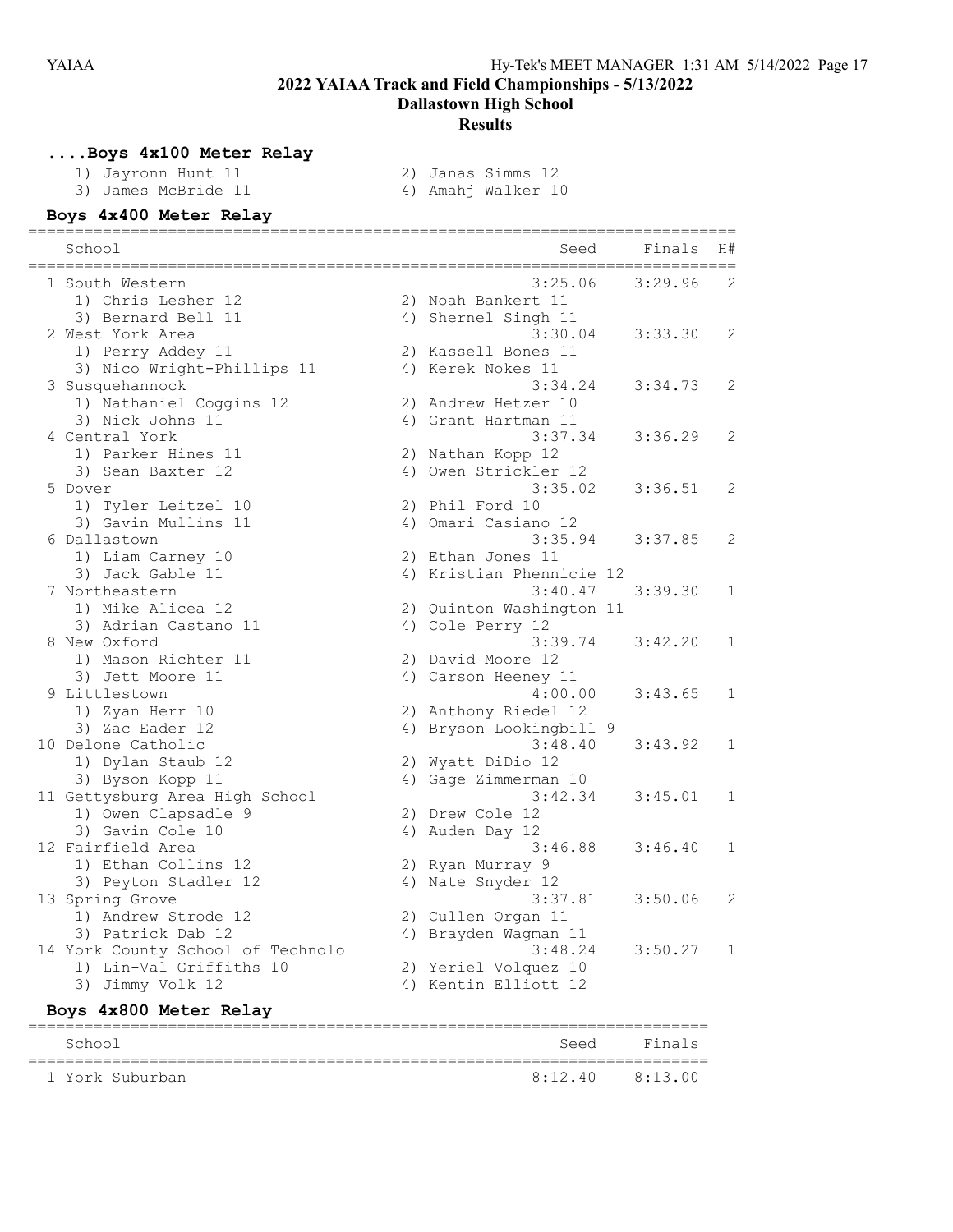## 2022 YAIAA Track and Field Championships - 5/13/2022

### Dallastown High School

### Results

### ....Boys 4x100 Meter Relay

1) Jayronn Hunt 11
2) Janas Simms 12
3) James McBride 11
4) Amahj Walker 10

### Boys 4x400 Meter Relay

| | School | Seed | Finals | H# |
|---|---|---|---|---|
| 1 | South Western | 3:25.06 | 3:29.96 | 2 |
| | 1) Chris Lesher 12, 2) Noah Bankert 11, 3) Bernard Bell 11, 4) Shernel Singh 11 | | | |
| 2 | West York Area | 3:30.04 | 3:33.30 | 2 |
| | 1) Perry Addey 11, 2) Kassell Bones 11, 3) Nico Wright-Phillips 11, 4) Kerek Nokes 11 | | | |
| 3 | Susquehannock | 3:34.24 | 3:34.73 | 2 |
| | 1) Nathaniel Coggins 12, 2) Andrew Hetzer 10, 3) Nick Johns 11, 4) Grant Hartman 11 | | | |
| 4 | Central York | 3:37.34 | 3:36.29 | 2 |
| | 1) Parker Hines 11, 2) Nathan Kopp 12, 3) Sean Baxter 12, 4) Owen Strickler 12 | | | |
| 5 | Dover | 3:35.02 | 3:36.51 | 2 |
| | 1) Tyler Leitzel 10, 2) Phil Ford 10, 3) Gavin Mullins 11, 4) Omari Casiano 12 | | | |
| 6 | Dallastown | 3:35.94 | 3:37.85 | 2 |
| | 1) Liam Carney 10, 2) Ethan Jones 11, 3) Jack Gable 11, 4) Kristian Phennicie 12 | | | |
| 7 | Northeastern | 3:40.47 | 3:39.30 | 1 |
| | 1) Mike Alicea 12, 2) Quinton Washington 11, 3) Adrian Castano 11, 4) Cole Perry 12 | | | |
| 8 | New Oxford | 3:39.74 | 3:42.20 | 1 |
| | 1) Mason Richter 11, 2) David Moore 12, 3) Jett Moore 11, 4) Carson Heeney 11 | | | |
| 9 | Littlestown | 4:00.00 | 3:43.65 | 1 |
| | 1) Zyan Herr 10, 2) Anthony Riedel 12, 3) Zac Eader 12, 4) Bryson Lookingbill 9 | | | |
| 10 | Delone Catholic | 3:48.40 | 3:43.92 | 1 |
| | 1) Dylan Staub 12, 2) Wyatt DiDio 12, 3) Byson Kopp 11, 4) Gage Zimmerman 10 | | | |
| 11 | Gettysburg Area High School | 3:42.34 | 3:45.01 | 1 |
| | 1) Owen Clapsadle 9, 2) Drew Cole 12, 3) Gavin Cole 10, 4) Auden Day 12 | | | |
| 12 | Fairfield Area | 3:46.88 | 3:46.40 | 1 |
| | 1) Ethan Collins 12, 2) Ryan Murray 9, 3) Peyton Stadler 12, 4) Nate Snyder 12 | | | |
| 13 | Spring Grove | 3:37.81 | 3:50.06 | 2 |
| | 1) Andrew Strode 12, 2) Cullen Organ 11, 3) Patrick Dab 12, 4) Brayden Wagman 11 | | | |
| 14 | York County School of Technolo | 3:48.24 | 3:50.27 | 1 |
| | 1) Lin-Val Griffiths 10, 2) Yeriel Volquez 10, 3) Jimmy Volk 12, 4) Kentin Elliott 12 | | | |

### Boys 4x800 Meter Relay

| | School | Seed | Finals |
|---|---|---|---|
| 1 | York Suburban | 8:12.40 | 8:13.00 |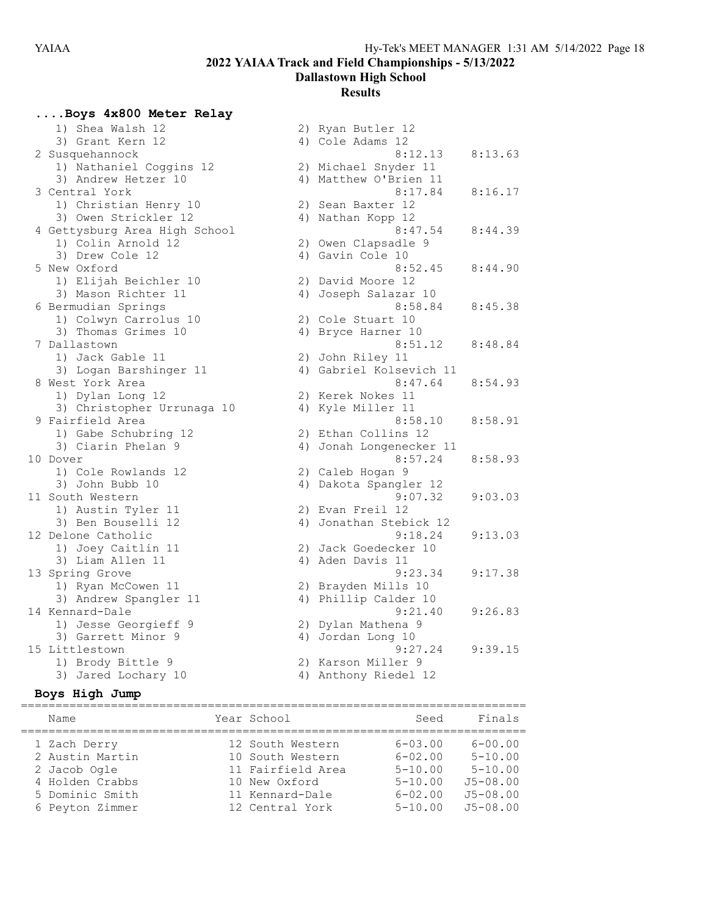# 2022 YAIAA Track and Field Championships - 5/13/2022

## Dallastown High School

### Results

#### ....Boys 4x800 Meter Relay

| Place | School | Seed | Finals |
|---|---|---|---|
| | 1) Shea Walsh 12; 2) Ryan Butler 12; 3) Grant Kern 12; 4) Cole Adams 12 | | |
| 2 | Susquehannock | 8:12.13 | 8:13.63 |
| | 1) Nathaniel Coggins 12; 2) Michael Snyder 11; 3) Andrew Hetzer 10; 4) Matthew O'Brien 11 | | |
| 3 | Central York | 8:17.84 | 8:16.17 |
| | 1) Christian Henry 10; 2) Sean Baxter 12; 3) Owen Strickler 12; 4) Nathan Kopp 12 | | |
| 4 | Gettysburg Area High School | 8:47.54 | 8:44.39 |
| | 1) Colin Arnold 12; 2) Owen Clapsadle 9; 3) Drew Cole 12; 4) Gavin Cole 10 | | |
| 5 | New Oxford | 8:52.45 | 8:44.90 |
| | 1) Elijah Beichler 10; 2) David Moore 12; 3) Mason Richter 11; 4) Joseph Salazar 10 | | |
| 6 | Bermudian Springs | 8:58.84 | 8:45.38 |
| | 1) Colwyn Carrolus 10; 2) Cole Stuart 10; 3) Thomas Grimes 10; 4) Bryce Harner 10 | | |
| 7 | Dallastown | 8:51.12 | 8:48.84 |
| | 1) Jack Gable 11; 2) John Riley 11; 3) Logan Barshinger 11; 4) Gabriel Kolsevich 11 | | |
| 8 | West York Area | 8:47.64 | 8:54.93 |
| | 1) Dylan Long 12; 2) Kerek Nokes 11; 3) Christopher Urrunaga 10; 4) Kyle Miller 11 | | |
| 9 | Fairfield Area | 8:58.10 | 8:58.91 |
| | 1) Gabe Schubring 12; 2) Ethan Collins 12; 3) Ciarin Phelan 9; 4) Jonah Longenecker 11 | | |
| 10 | Dover | 8:57.24 | 8:58.93 |
| | 1) Cole Rowlands 12; 2) Caleb Hogan 9; 3) John Bubb 10; 4) Dakota Spangler 12 | | |
| 11 | South Western | 9:07.32 | 9:03.03 |
| | 1) Austin Tyler 11; 2) Evan Freil 12; 3) Ben Bouselli 12; 4) Jonathan Stebick 12 | | |
| 12 | Delone Catholic | 9:18.24 | 9:13.03 |
| | 1) Joey Caitlin 11; 2) Jack Goedecker 10; 3) Liam Allen 11; 4) Aden Davis 11 | | |
| 13 | Spring Grove | 9:23.34 | 9:17.38 |
| | 1) Ryan McCowen 11; 2) Brayden Mills 10; 3) Andrew Spangler 11; 4) Phillip Calder 10 | | |
| 14 | Kennard-Dale | 9:21.40 | 9:26.83 |
| | 1) Jesse Georgieff 9; 2) Dylan Mathena 9; 3) Garrett Minor 9; 4) Jordan Long 10 | | |
| 15 | Littlestown | 9:27.24 | 9:39.15 |
| | 1) Brody Bittle 9; 2) Karson Miller 9; 3) Jared Lochary 10; 4) Anthony Riedel 12 | | |

#### Boys High Jump

| | Name | Year | School | Seed | Finals |
|---|---|---|---|---|---|
| 1 | Zach Derry | 12 | South Western | 6-03.00 | 6-00.00 |
| 2 | Austin Martin | 10 | South Western | 6-02.00 | 5-10.00 |
| 2 | Jacob Ogle | 11 | Fairfield Area | 5-10.00 | 5-10.00 |
| 4 | Holden Crabbs | 10 | New Oxford | 5-10.00 | J5-08.00 |
| 5 | Dominic Smith | 11 | Kennard-Dale | 6-02.00 | J5-08.00 |
| 6 | Peyton Zimmer | 12 | Central York | 5-10.00 | J5-08.00 |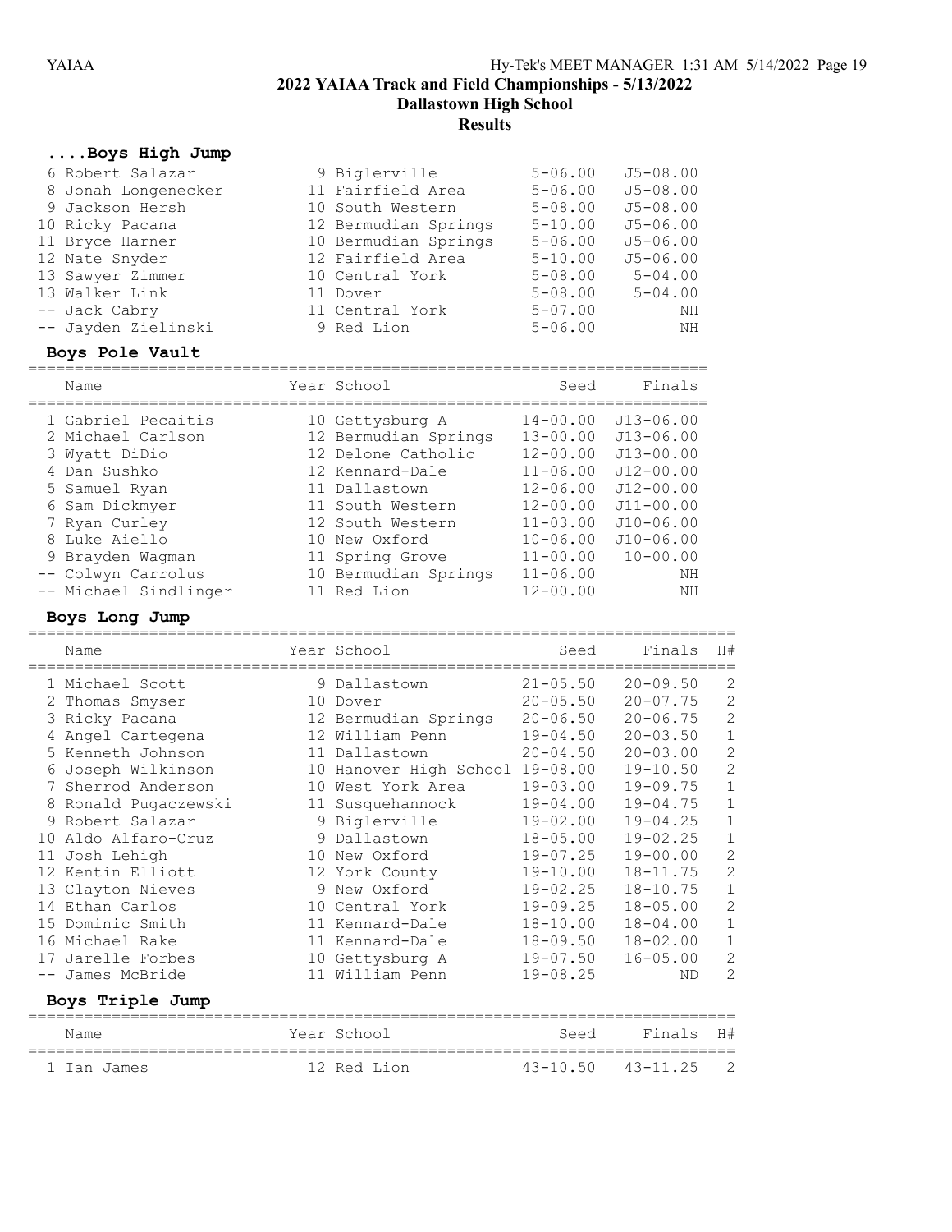# 2022 YAIAA Track and Field Championships - 5/13/2022

## Dallastown High School

## Results

### ....Boys High Jump

| Place | Name | Year | School | Seed | Finals |
|---|---|---|---|---|---|
| 6 | Robert Salazar | 9 | Biglerville | 5-06.00 | J5-08.00 |
| 8 | Jonah Longenecker | 11 | Fairfield Area | 5-06.00 | J5-08.00 |
| 9 | Jackson Hersh | 10 | South Western | 5-08.00 | J5-08.00 |
| 10 | Ricky Pacana | 12 | Bermudian Springs | 5-10.00 | J5-06.00 |
| 11 | Bryce Harner | 10 | Bermudian Springs | 5-06.00 | J5-06.00 |
| 12 | Nate Snyder | 12 | Fairfield Area | 5-10.00 | J5-06.00 |
| 13 | Sawyer Zimmer | 10 | Central York | 5-08.00 | 5-04.00 |
| 13 | Walker Link | 11 | Dover | 5-08.00 | 5-04.00 |
| -- | Jack Cabry | 11 | Central York | 5-07.00 | NH |
| -- | Jayden Zielinski | 9 | Red Lion | 5-06.00 | NH |

### Boys Pole Vault

| Place | Name | Year | School | Seed | Finals |
|---|---|---|---|---|---|
| 1 | Gabriel Pecaitis | 10 | Gettysburg A | 14-00.00 | J13-06.00 |
| 2 | Michael Carlson | 12 | Bermudian Springs | 13-00.00 | J13-06.00 |
| 3 | Wyatt DiDio | 12 | Delone Catholic | 12-00.00 | J13-00.00 |
| 4 | Dan Sushko | 12 | Kennard-Dale | 11-06.00 | J12-00.00 |
| 5 | Samuel Ryan | 11 | Dallastown | 12-06.00 | J12-00.00 |
| 6 | Sam Dickmyer | 11 | South Western | 12-00.00 | J11-00.00 |
| 7 | Ryan Curley | 12 | South Western | 11-03.00 | J10-06.00 |
| 8 | Luke Aiello | 10 | New Oxford | 10-06.00 | J10-06.00 |
| 9 | Brayden Wagman | 11 | Spring Grove | 11-00.00 | 10-00.00 |
| -- | Colwyn Carrolus | 10 | Bermudian Springs | 11-06.00 | NH |
| -- | Michael Sindlinger | 11 | Red Lion | 12-00.00 | NH |

### Boys Long Jump

| Place | Name | Year | School | Seed | Finals | H# |
|---|---|---|---|---|---|---|
| 1 | Michael Scott | 9 | Dallastown | 21-05.50 | 20-09.50 | 2 |
| 2 | Thomas Smyser | 10 | Dover | 20-05.50 | 20-07.75 | 2 |
| 3 | Ricky Pacana | 12 | Bermudian Springs | 20-06.50 | 20-06.75 | 2 |
| 4 | Angel Cartegena | 12 | William Penn | 19-04.50 | 20-03.50 | 1 |
| 5 | Kenneth Johnson | 11 | Dallastown | 20-04.50 | 20-03.00 | 2 |
| 6 | Joseph Wilkinson | 10 | Hanover High School | 19-08.00 | 19-10.50 | 2 |
| 7 | Sherrod Anderson | 10 | West York Area | 19-03.00 | 19-09.75 | 1 |
| 8 | Ronald Pugaczewski | 11 | Susquehannock | 19-04.00 | 19-04.75 | 1 |
| 9 | Robert Salazar | 9 | Biglerville | 19-02.00 | 19-04.25 | 1 |
| 10 | Aldo Alfaro-Cruz | 9 | Dallastown | 18-05.00 | 19-02.25 | 1 |
| 11 | Josh Lehigh | 10 | New Oxford | 19-07.25 | 19-00.00 | 2 |
| 12 | Kentin Elliott | 12 | York County | 19-10.00 | 18-11.75 | 2 |
| 13 | Clayton Nieves | 9 | New Oxford | 19-02.25 | 18-10.75 | 1 |
| 14 | Ethan Carlos | 10 | Central York | 19-09.25 | 18-05.00 | 2 |
| 15 | Dominic Smith | 11 | Kennard-Dale | 18-10.00 | 18-04.00 | 1 |
| 16 | Michael Rake | 11 | Kennard-Dale | 18-09.50 | 18-02.00 | 1 |
| 17 | Jarelle Forbes | 10 | Gettysburg A | 19-07.50 | 16-05.00 | 2 |
| -- | James McBride | 11 | William Penn | 19-08.25 | ND | 2 |

### Boys Triple Jump

| Place | Name | Year | School | Seed | Finals | H# |
|---|---|---|---|---|---|---|
| 1 | Ian James | 12 | Red Lion | 43-10.50 | 43-11.25 | 2 |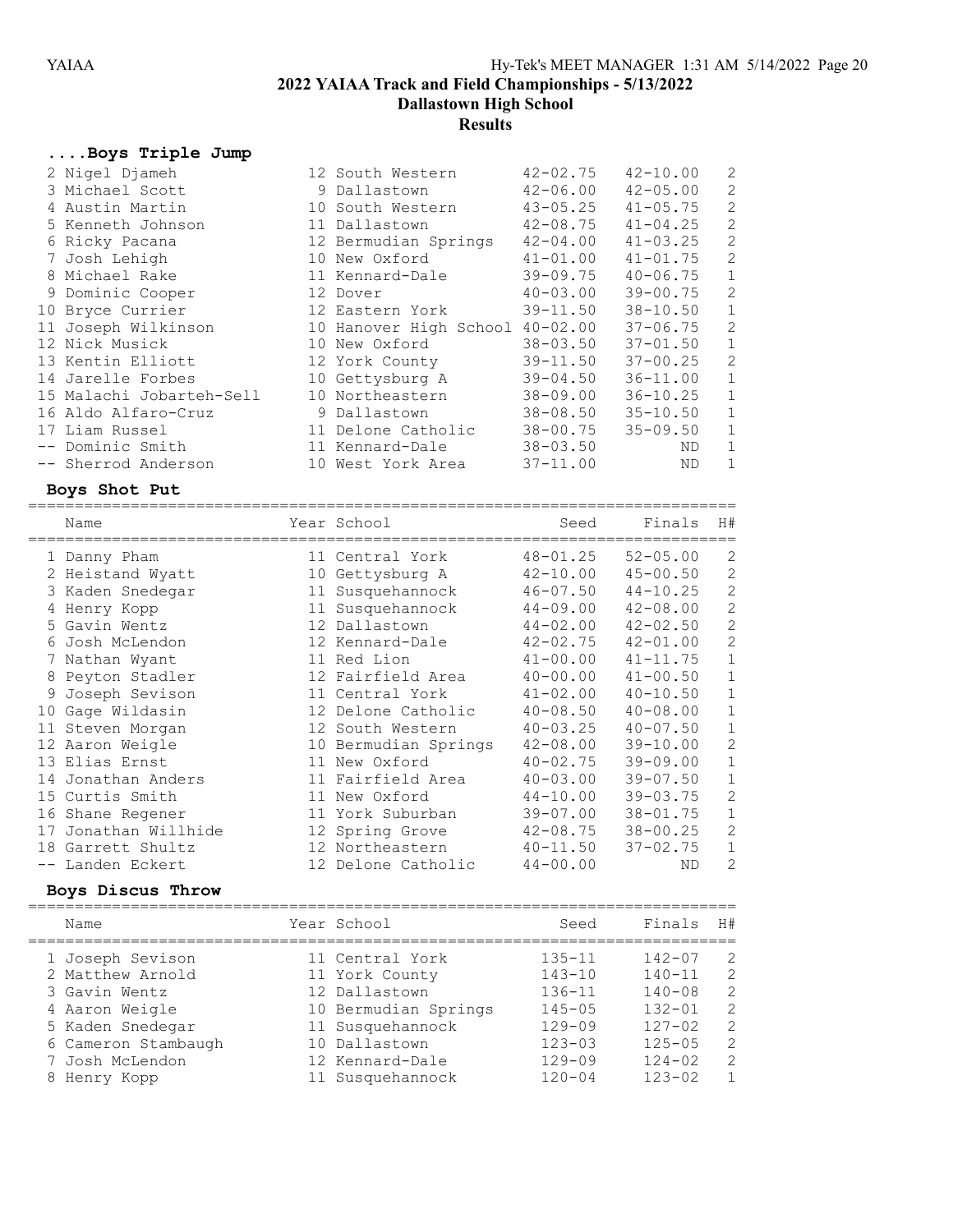# 2022 YAIAA Track and Field Championships - 5/13/2022

## Dallastown High School

### Results

#### ....Boys Triple Jump

| Name | Year | School | Seed | Finals | H# |
|---|---|---|---|---|---|
| 2 Nigel Djameh | 12 | South Western | 42-02.75 | 42-10.00 | 2 |
| 3 Michael Scott | 9 | Dallastown | 42-06.00 | 42-05.00 | 2 |
| 4 Austin Martin | 10 | South Western | 43-05.25 | 41-05.75 | 2 |
| 5 Kenneth Johnson | 11 | Dallastown | 42-08.75 | 41-04.25 | 2 |
| 6 Ricky Pacana | 12 | Bermudian Springs | 42-04.00 | 41-03.25 | 2 |
| 7 Josh Lehigh | 10 | New Oxford | 41-01.00 | 41-01.75 | 2 |
| 8 Michael Rake | 11 | Kennard-Dale | 39-09.75 | 40-06.75 | 1 |
| 9 Dominic Cooper | 12 | Dover | 40-03.00 | 39-00.75 | 2 |
| 10 Bryce Currier | 12 | Eastern York | 39-11.50 | 38-10.50 | 1 |
| 11 Joseph Wilkinson | 10 | Hanover High School | 40-02.00 | 37-06.75 | 2 |
| 12 Nick Musick | 10 | New Oxford | 38-03.50 | 37-01.50 | 1 |
| 13 Kentin Elliott | 12 | York County | 39-11.50 | 37-00.25 | 2 |
| 14 Jarelle Forbes | 10 | Gettysburg A | 39-04.50 | 36-11.00 | 1 |
| 15 Malachi Jobarteh-Sell | 10 | Northeastern | 38-09.00 | 36-10.25 | 1 |
| 16 Aldo Alfaro-Cruz | 9 | Dallastown | 38-08.50 | 35-10.50 | 1 |
| 17 Liam Russel | 11 | Delone Catholic | 38-00.75 | 35-09.50 | 1 |
| -- Dominic Smith | 11 | Kennard-Dale | 38-03.50 | ND | 1 |
| -- Sherrod Anderson | 10 | West York Area | 37-11.00 | ND | 1 |

#### Boys Shot Put

| Name | Year | School | Seed | Finals | H# |
|---|---|---|---|---|---|
| 1 Danny Pham | 11 | Central York | 48-01.25 | 52-05.00 | 2 |
| 2 Heistand Wyatt | 10 | Gettysburg A | 42-10.00 | 45-00.50 | 2 |
| 3 Kaden Snedegar | 11 | Susquehannock | 46-07.50 | 44-10.25 | 2 |
| 4 Henry Kopp | 11 | Susquehannock | 44-09.00 | 42-08.00 | 2 |
| 5 Gavin Wentz | 12 | Dallastown | 44-02.00 | 42-02.50 | 2 |
| 6 Josh McLendon | 12 | Kennard-Dale | 42-02.75 | 42-01.00 | 2 |
| 7 Nathan Wyant | 11 | Red Lion | 41-00.00 | 41-11.75 | 1 |
| 8 Peyton Stadler | 12 | Fairfield Area | 40-00.00 | 41-00.50 | 1 |
| 9 Joseph Sevison | 11 | Central York | 41-02.00 | 40-10.50 | 1 |
| 10 Gage Wildasin | 12 | Delone Catholic | 40-08.50 | 40-08.00 | 1 |
| 11 Steven Morgan | 12 | South Western | 40-03.25 | 40-07.50 | 1 |
| 12 Aaron Weigle | 10 | Bermudian Springs | 42-08.00 | 39-10.00 | 2 |
| 13 Elias Ernst | 11 | New Oxford | 40-02.75 | 39-09.00 | 1 |
| 14 Jonathan Anders | 11 | Fairfield Area | 40-03.00 | 39-07.50 | 1 |
| 15 Curtis Smith | 11 | New Oxford | 44-10.00 | 39-03.75 | 2 |
| 16 Shane Regener | 11 | York Suburban | 39-07.00 | 38-01.75 | 1 |
| 17 Jonathan Willhide | 12 | Spring Grove | 42-08.75 | 38-00.25 | 2 |
| 18 Garrett Shultz | 12 | Northeastern | 40-11.50 | 37-02.75 | 1 |
| -- Landen Eckert | 12 | Delone Catholic | 44-00.00 | ND | 2 |

#### Boys Discus Throw

| Name | Year | School | Seed | Finals | H# |
|---|---|---|---|---|---|
| 1 Joseph Sevison | 11 | Central York | 135-11 | 142-07 | 2 |
| 2 Matthew Arnold | 11 | York County | 143-10 | 140-11 | 2 |
| 3 Gavin Wentz | 12 | Dallastown | 136-11 | 140-08 | 2 |
| 4 Aaron Weigle | 10 | Bermudian Springs | 145-05 | 132-01 | 2 |
| 5 Kaden Snedegar | 11 | Susquehannock | 129-09 | 127-02 | 2 |
| 6 Cameron Stambaugh | 10 | Dallastown | 123-03 | 125-05 | 2 |
| 7 Josh McLendon | 12 | Kennard-Dale | 129-09 | 124-02 | 2 |
| 8 Henry Kopp | 11 | Susquehannock | 120-04 | 123-02 | 1 |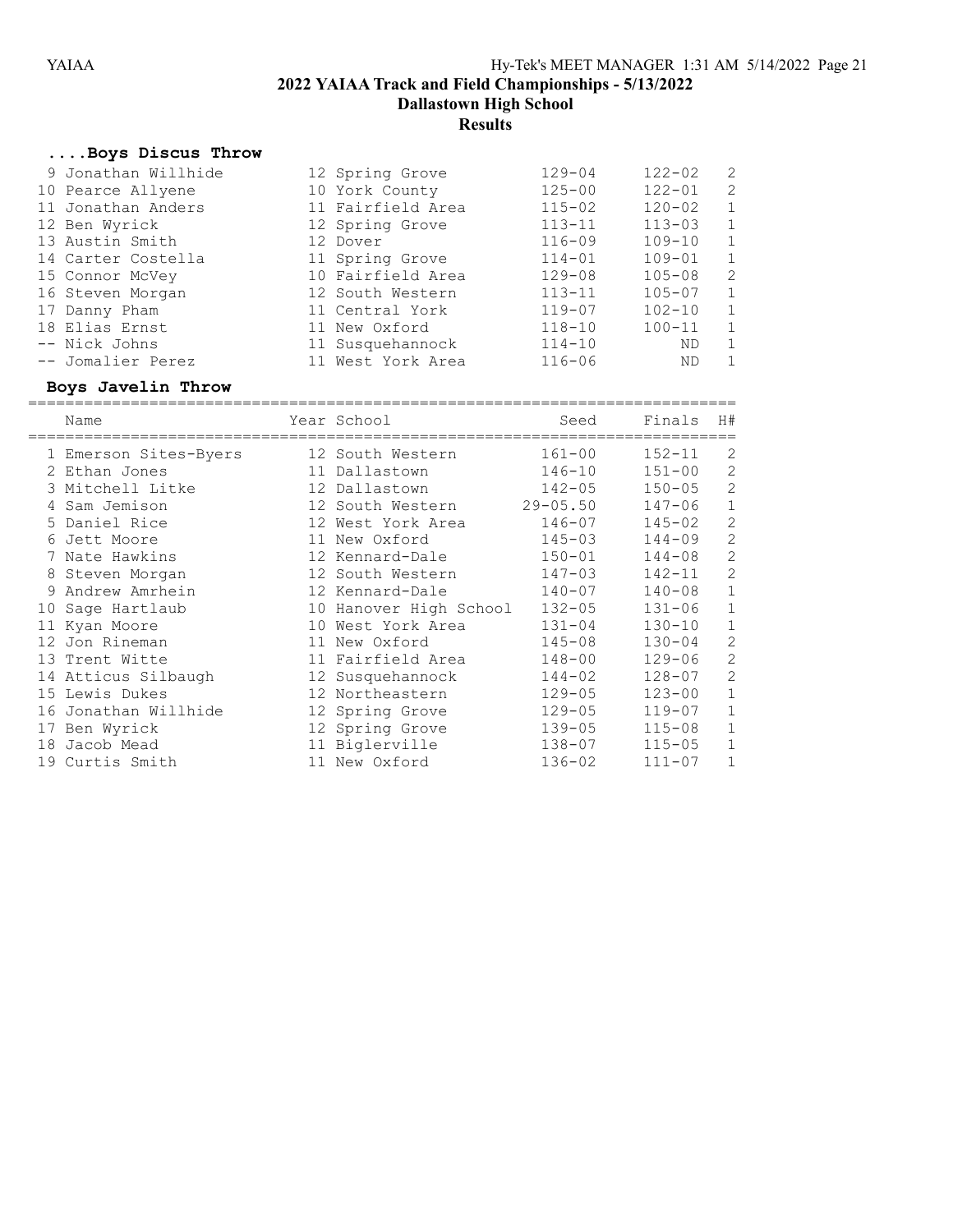## ....Boys Discus Throw

| | | | | | | |
|---|---|---|---|---|---|---|
| 9 | Jonathan Willhide | 12 | Spring Grove | 129-04 | 122-02 | 2 |
| 10 | Pearce Allyene | 10 | York County | 125-00 | 122-01 | 2 |
| 11 | Jonathan Anders | 11 | Fairfield Area | 115-02 | 120-02 | 1 |
| 12 | Ben Wyrick | 12 | Spring Grove | 113-11 | 113-03 | 1 |
| 13 | Austin Smith | 12 | Dover | 116-09 | 109-10 | 1 |
| 14 | Carter Costella | 11 | Spring Grove | 114-01 | 109-01 | 1 |
| 15 | Connor McVey | 10 | Fairfield Area | 129-08 | 105-08 | 2 |
| 16 | Steven Morgan | 12 | South Western | 113-11 | 105-07 | 1 |
| 17 | Danny Pham | 11 | Central York | 119-07 | 102-10 | 1 |
| 18 | Elias Ernst | 11 | New Oxford | 118-10 | 100-11 | 1 |
| -- | Nick Johns | 11 | Susquehannock | 114-10 | ND | 1 |
| -- | Jomalier Perez | 11 | West York Area | 116-06 | ND | 1 |

## Boys Javelin Throw

| | Name | Year | School | Seed | Finals | H# |
|---|---|---|---|---|---|---|
| 1 | Emerson Sites-Byers | 12 | South Western | 161-00 | 152-11 | 2 |
| 2 | Ethan Jones | 11 | Dallastown | 146-10 | 151-00 | 2 |
| 3 | Mitchell Litke | 12 | Dallastown | 142-05 | 150-05 | 2 |
| 4 | Sam Jemison | 12 | South Western | 29-05.50 | 147-06 | 1 |
| 5 | Daniel Rice | 12 | West York Area | 146-07 | 145-02 | 2 |
| 6 | Jett Moore | 11 | New Oxford | 145-03 | 144-09 | 2 |
| 7 | Nate Hawkins | 12 | Kennard-Dale | 150-01 | 144-08 | 2 |
| 8 | Steven Morgan | 12 | South Western | 147-03 | 142-11 | 2 |
| 9 | Andrew Amrhein | 12 | Kennard-Dale | 140-07 | 140-08 | 1 |
| 10 | Sage Hartlaub | 10 | Hanover High School | 132-05 | 131-06 | 1 |
| 11 | Kyan Moore | 10 | West York Area | 131-04 | 130-10 | 1 |
| 12 | Jon Rineman | 11 | New Oxford | 145-08 | 130-04 | 2 |
| 13 | Trent Witte | 11 | Fairfield Area | 148-00 | 129-06 | 2 |
| 14 | Atticus Silbaugh | 12 | Susquehannock | 144-02 | 128-07 | 2 |
| 15 | Lewis Dukes | 12 | Northeastern | 129-05 | 123-00 | 1 |
| 16 | Jonathan Willhide | 12 | Spring Grove | 129-05 | 119-07 | 1 |
| 17 | Ben Wyrick | 12 | Spring Grove | 139-05 | 115-08 | 1 |
| 18 | Jacob Mead | 11 | Biglerville | 138-07 | 115-05 | 1 |
| 19 | Curtis Smith | 11 | New Oxford | 136-02 | 111-07 | 1 |